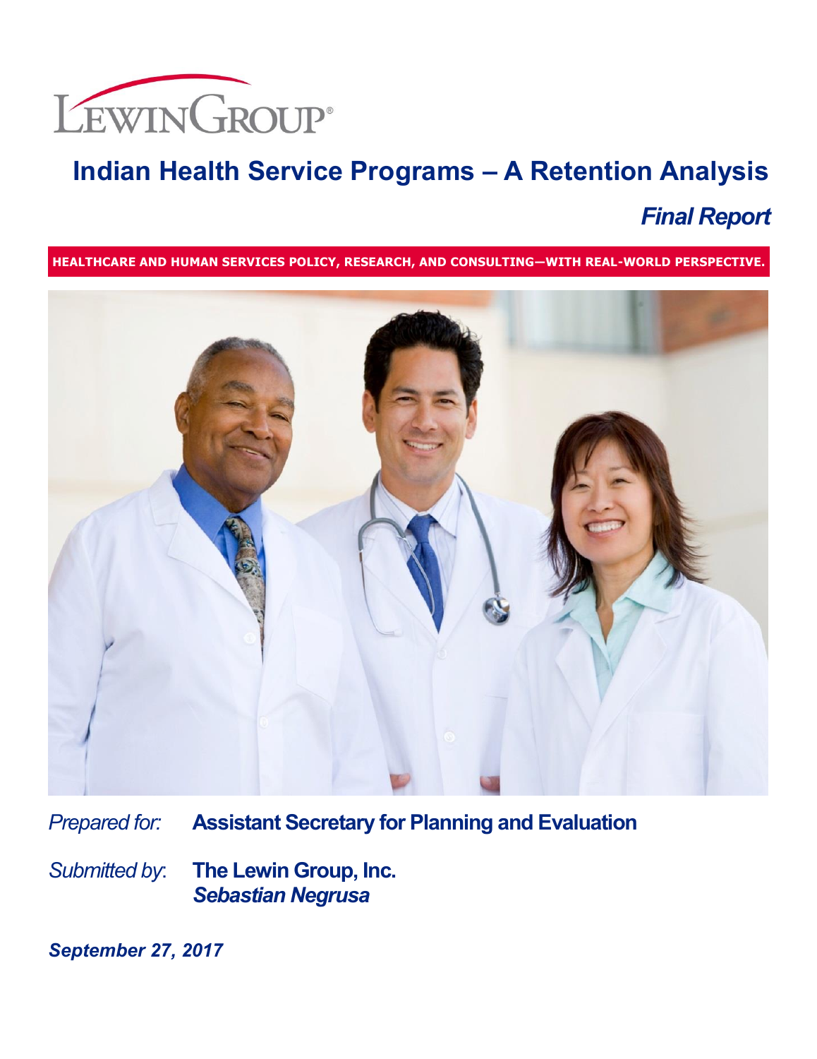LEWIN GROUP®

# Indian Health Service Programs – A Retention Analysis

## *Final Report*

**HEALTHCARE AND HUMAN SERVICES POLICY, RESEARCH, AND CONSULTING—WITH REAL-WORLD PERSPECTIVE.**

*Prepared for:* **Assistant Secretary for Planning and Evaluation**

*Submitted by:* **The Lewin Group, Inc.**
***Sebastian Negrusa***

***September 27, 2017***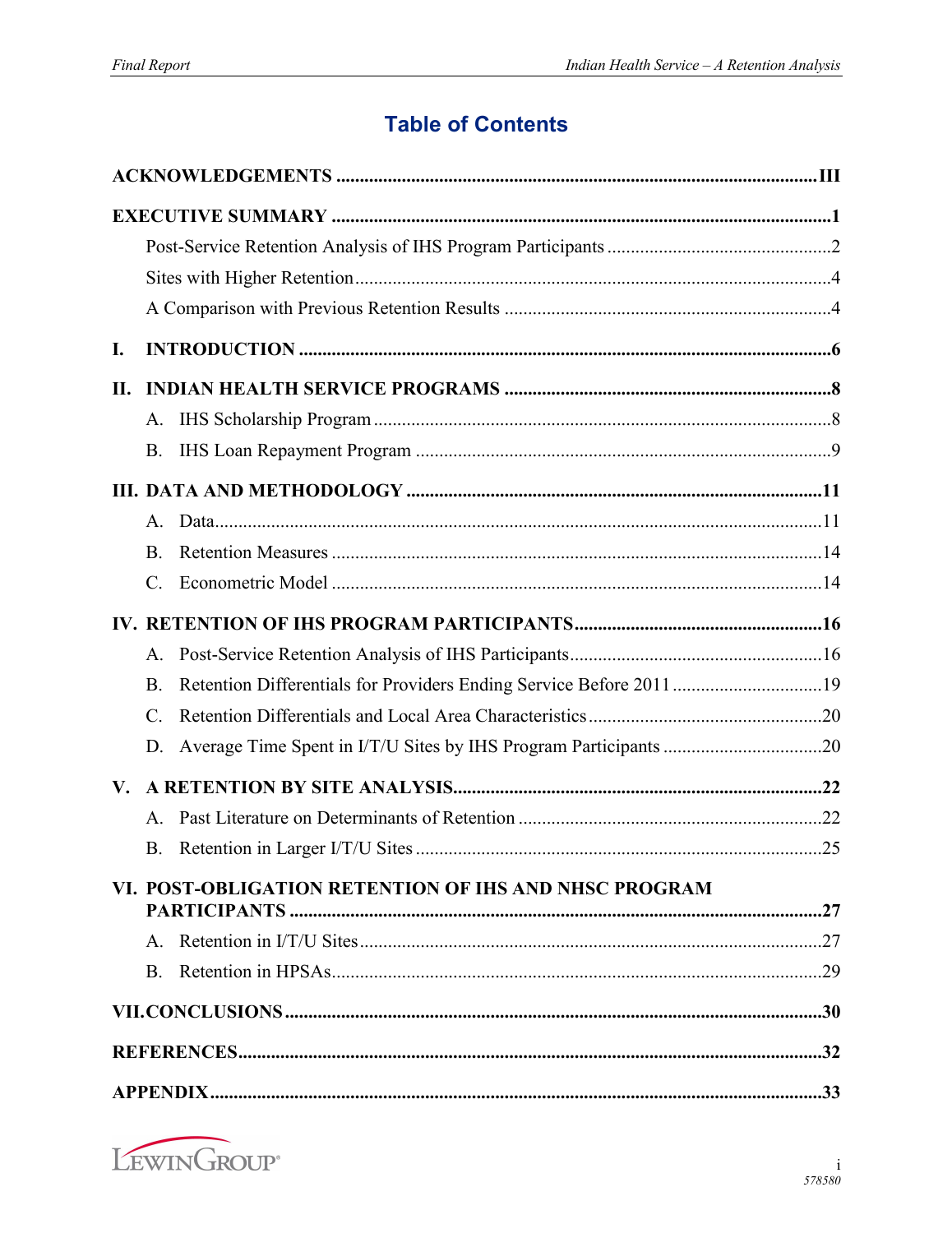# Table of Contents

**ACKNOWLEDGEMENTS** .......... III

**EXECUTIVE SUMMARY** .......... 1

- Post-Service Retention Analysis of IHS Program Participants .......... 2
- Sites with Higher Retention .......... 4
- A Comparison with Previous Retention Results .......... 4

**I. INTRODUCTION** .......... 6

**II. INDIAN HEALTH SERVICE PROGRAMS** .......... 8

- A. IHS Scholarship Program .......... 8
- B. IHS Loan Repayment Program .......... 9

**III. DATA AND METHODOLOGY** .......... 11

- A. Data .......... 11
- B. Retention Measures .......... 14
- C. Econometric Model .......... 14

**IV. RETENTION OF IHS PROGRAM PARTICIPANTS** .......... 16

- A. Post-Service Retention Analysis of IHS Participants .......... 16
- B. Retention Differentials for Providers Ending Service Before 2011 .......... 19
- C. Retention Differentials and Local Area Characteristics .......... 20
- D. Average Time Spent in I/T/U Sites by IHS Program Participants .......... 20

**V. A RETENTION BY SITE ANALYSIS** .......... 22

- A. Past Literature on Determinants of Retention .......... 22
- B. Retention in Larger I/T/U Sites .......... 25

**VI. POST-OBLIGATION RETENTION OF IHS AND NHSC PROGRAM PARTICIPANTS** .......... 27

- A. Retention in I/T/U Sites .......... 27
- B. Retention in HPSAs .......... 29

**VII. CONCLUSIONS** .......... 30

**REFERENCES** .......... 32

**APPENDIX** .......... 33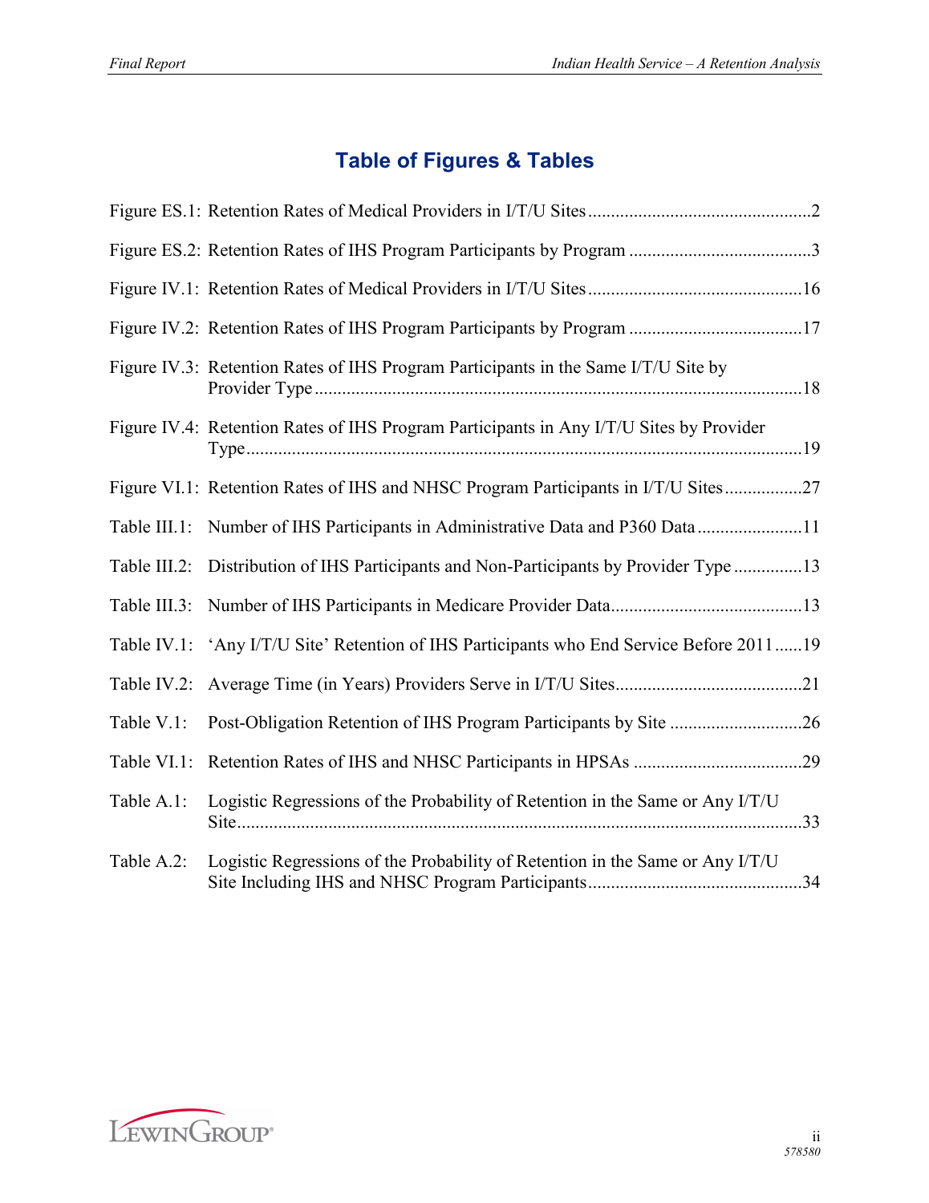# Table of Figures & Tables

Figure ES.1: Retention Rates of Medical Providers in I/T/U Sites ....................................................2

Figure ES.2: Retention Rates of IHS Program Participants by Program ........................................3

Figure IV.1: Retention Rates of Medical Providers in I/T/U Sites ................................................16

Figure IV.2: Retention Rates of IHS Program Participants by Program ......................................17

Figure IV.3: Retention Rates of IHS Program Participants in the Same I/T/U Site by Provider Type ..........................................................................................................18

Figure IV.4: Retention Rates of IHS Program Participants in Any I/T/U Sites by Provider Type..........................................................................................................19

Figure VI.1: Retention Rates of IHS and NHSC Program Participants in I/T/U Sites .................27

Table III.1: Number of IHS Participants in Administrative Data and P360 Data .......................11

Table III.2: Distribution of IHS Participants and Non-Participants by Provider Type ...............13

Table III.3: Number of IHS Participants in Medicare Provider Data..........................................13

Table IV.1: 'Any I/T/U Site' Retention of IHS Participants who End Service Before 2011......19

Table IV.2: Average Time (in Years) Providers Serve in I/T/U Sites.........................................21

Table V.1: Post-Obligation Retention of IHS Program Participants by Site .............................26

Table VI.1: Retention Rates of IHS and NHSC Participants in HPSAs .....................................29

Table A.1: Logistic Regressions of the Probability of Retention in the Same or Any I/T/U Site..........................................................................................................33

Table A.2: Logistic Regressions of the Probability of Retention in the Same or Any I/T/U Site Including IHS and NHSC Program Participants...............................................34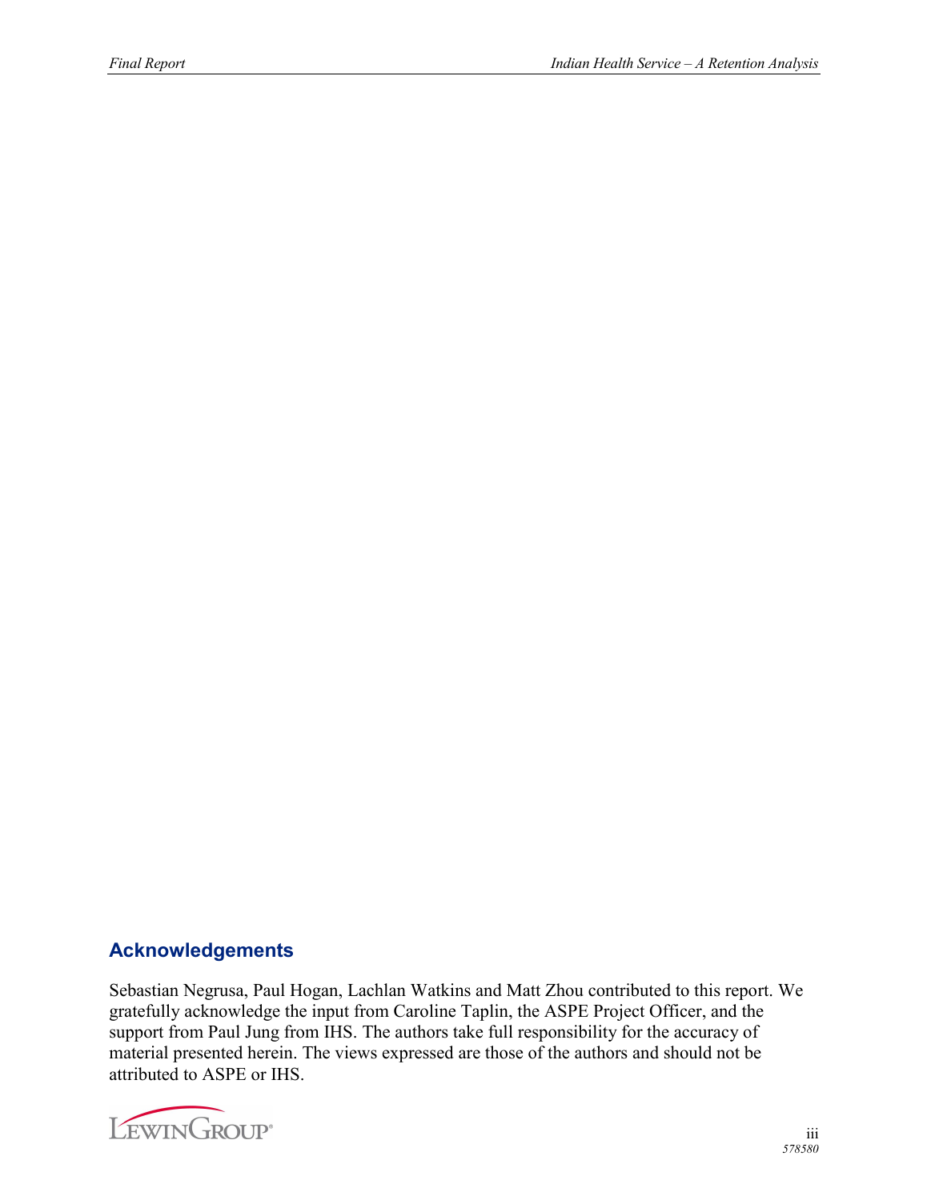## Acknowledgements

Sebastian Negrusa, Paul Hogan, Lachlan Watkins and Matt Zhou contributed to this report. We gratefully acknowledge the input from Caroline Taplin, the ASPE Project Officer, and the support from Paul Jung from IHS. The authors take full responsibility for the accuracy of material presented herein. The views expressed are those of the authors and should not be attributed to ASPE or IHS.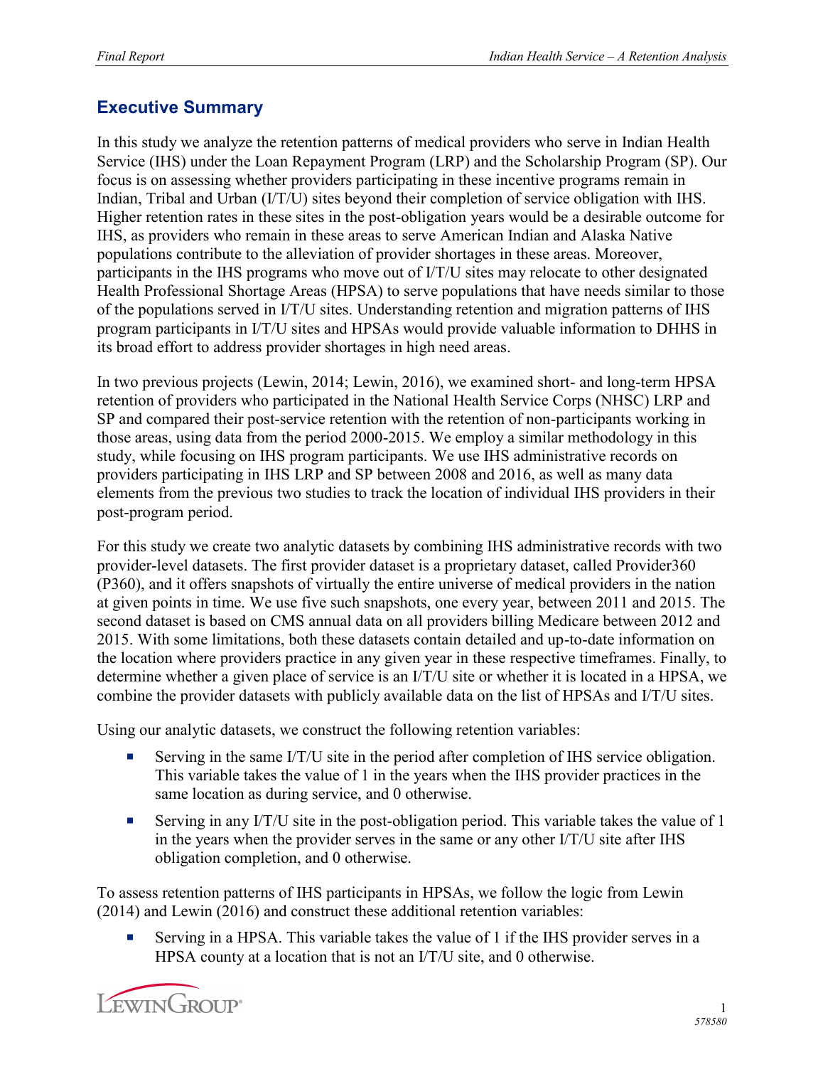## Executive Summary

In this study we analyze the retention patterns of medical providers who serve in Indian Health Service (IHS) under the Loan Repayment Program (LRP) and the Scholarship Program (SP). Our focus is on assessing whether providers participating in these incentive programs remain in Indian, Tribal and Urban (I/T/U) sites beyond their completion of service obligation with IHS. Higher retention rates in these sites in the post-obligation years would be a desirable outcome for IHS, as providers who remain in these areas to serve American Indian and Alaska Native populations contribute to the alleviation of provider shortages in these areas. Moreover, participants in the IHS programs who move out of I/T/U sites may relocate to other designated Health Professional Shortage Areas (HPSA) to serve populations that have needs similar to those of the populations served in I/T/U sites. Understanding retention and migration patterns of IHS program participants in I/T/U sites and HPSAs would provide valuable information to DHHS in its broad effort to address provider shortages in high need areas.

In two previous projects (Lewin, 2014; Lewin, 2016), we examined short- and long-term HPSA retention of providers who participated in the National Health Service Corps (NHSC) LRP and SP and compared their post-service retention with the retention of non-participants working in those areas, using data from the period 2000-2015. We employ a similar methodology in this study, while focusing on IHS program participants. We use IHS administrative records on providers participating in IHS LRP and SP between 2008 and 2016, as well as many data elements from the previous two studies to track the location of individual IHS providers in their post-program period.

For this study we create two analytic datasets by combining IHS administrative records with two provider-level datasets. The first provider dataset is a proprietary dataset, called Provider360 (P360), and it offers snapshots of virtually the entire universe of medical providers in the nation at given points in time. We use five such snapshots, one every year, between 2011 and 2015. The second dataset is based on CMS annual data on all providers billing Medicare between 2012 and 2015. With some limitations, both these datasets contain detailed and up-to-date information on the location where providers practice in any given year in these respective timeframes. Finally, to determine whether a given place of service is an I/T/U site or whether it is located in a HPSA, we combine the provider datasets with publicly available data on the list of HPSAs and I/T/U sites.

Using our analytic datasets, we construct the following retention variables:

- Serving in the same I/T/U site in the period after completion of IHS service obligation. This variable takes the value of 1 in the years when the IHS provider practices in the same location as during service, and 0 otherwise.
- Serving in any I/T/U site in the post-obligation period. This variable takes the value of 1 in the years when the provider serves in the same or any other I/T/U site after IHS obligation completion, and 0 otherwise.

To assess retention patterns of IHS participants in HPSAs, we follow the logic from Lewin (2014) and Lewin (2016) and construct these additional retention variables:

- Serving in a HPSA. This variable takes the value of 1 if the IHS provider serves in a HPSA county at a location that is not an I/T/U site, and 0 otherwise.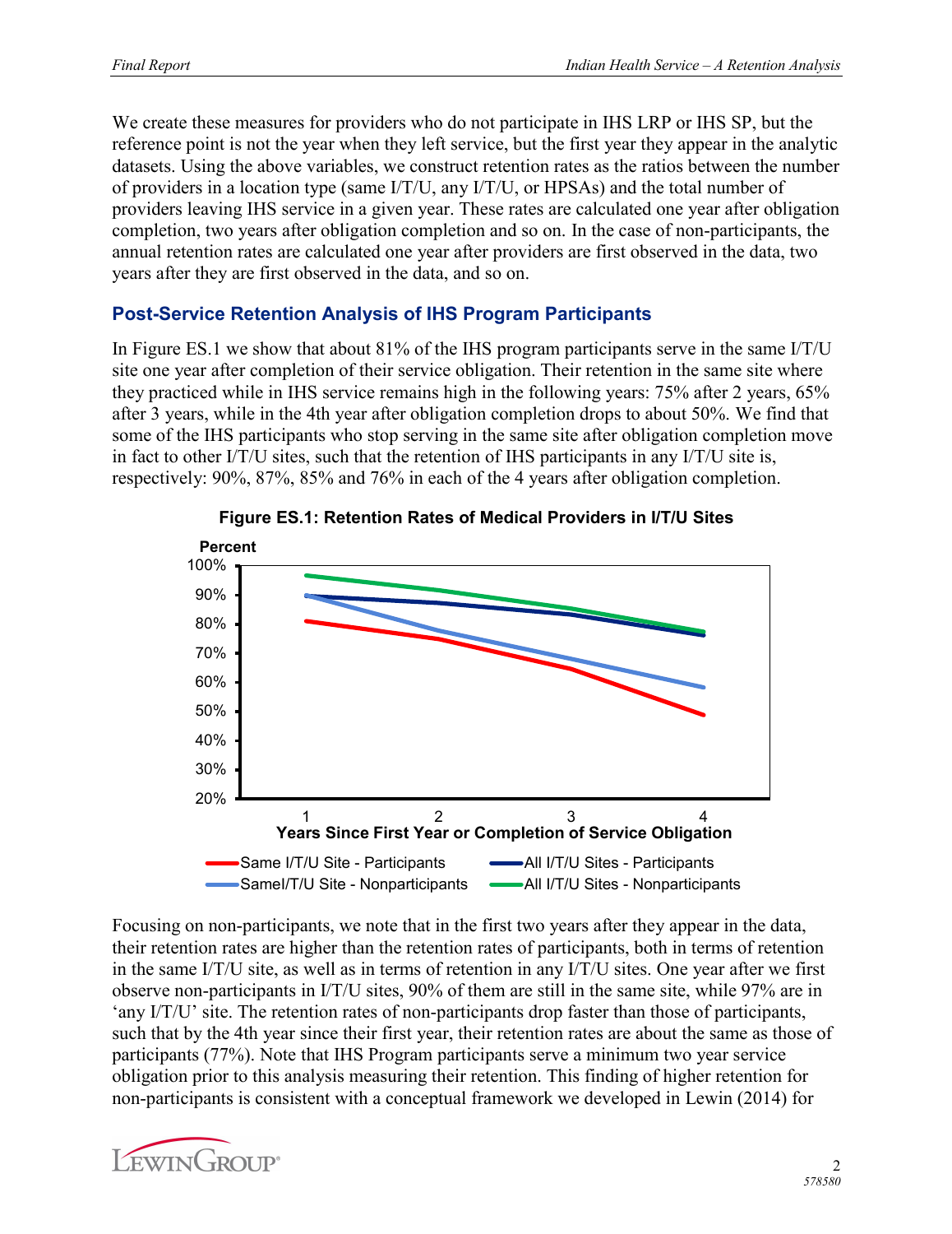We create these measures for providers who do not participate in IHS LRP or IHS SP, but the reference point is not the year when they left service, but the first year they appear in the analytic datasets. Using the above variables, we construct retention rates as the ratios between the number of providers in a location type (same I/T/U, any I/T/U, or HPSAs) and the total number of providers leaving IHS service in a given year. These rates are calculated one year after obligation completion, two years after obligation completion and so on. In the case of non-participants, the annual retention rates are calculated one year after providers are first observed in the data, two years after they are first observed in the data, and so on.

### Post-Service Retention Analysis of IHS Program Participants

In Figure ES.1 we show that about 81% of the IHS program participants serve in the same I/T/U site one year after completion of their service obligation. Their retention in the same site where they practiced while in IHS service remains high in the following years: 75% after 2 years, 65% after 3 years, while in the 4th year after obligation completion drops to about 50%. We find that some of the IHS participants who stop serving in the same site after obligation completion move in fact to other I/T/U sites, such that the retention of IHS participants in any I/T/U site is, respectively: 90%, 87%, 85% and 76% in each of the 4 years after obligation completion.

**Figure ES.1: Retention Rates of Medical Providers in I/T/U Sites**

Focusing on non-participants, we note that in the first two years after they appear in the data, their retention rates are higher than the retention rates of participants, both in terms of retention in the same I/T/U site, as well as in terms of retention in any I/T/U sites. One year after we first observe non-participants in I/T/U sites, 90% of them are still in the same site, while 97% are in 'any I/T/U' site. The retention rates of non-participants drop faster than those of participants, such that by the 4th year since their first year, their retention rates are about the same as those of participants (77%). Note that IHS Program participants serve a minimum two year service obligation prior to this analysis measuring their retention. This finding of higher retention for non-participants is consistent with a conceptual framework we developed in Lewin (2014) for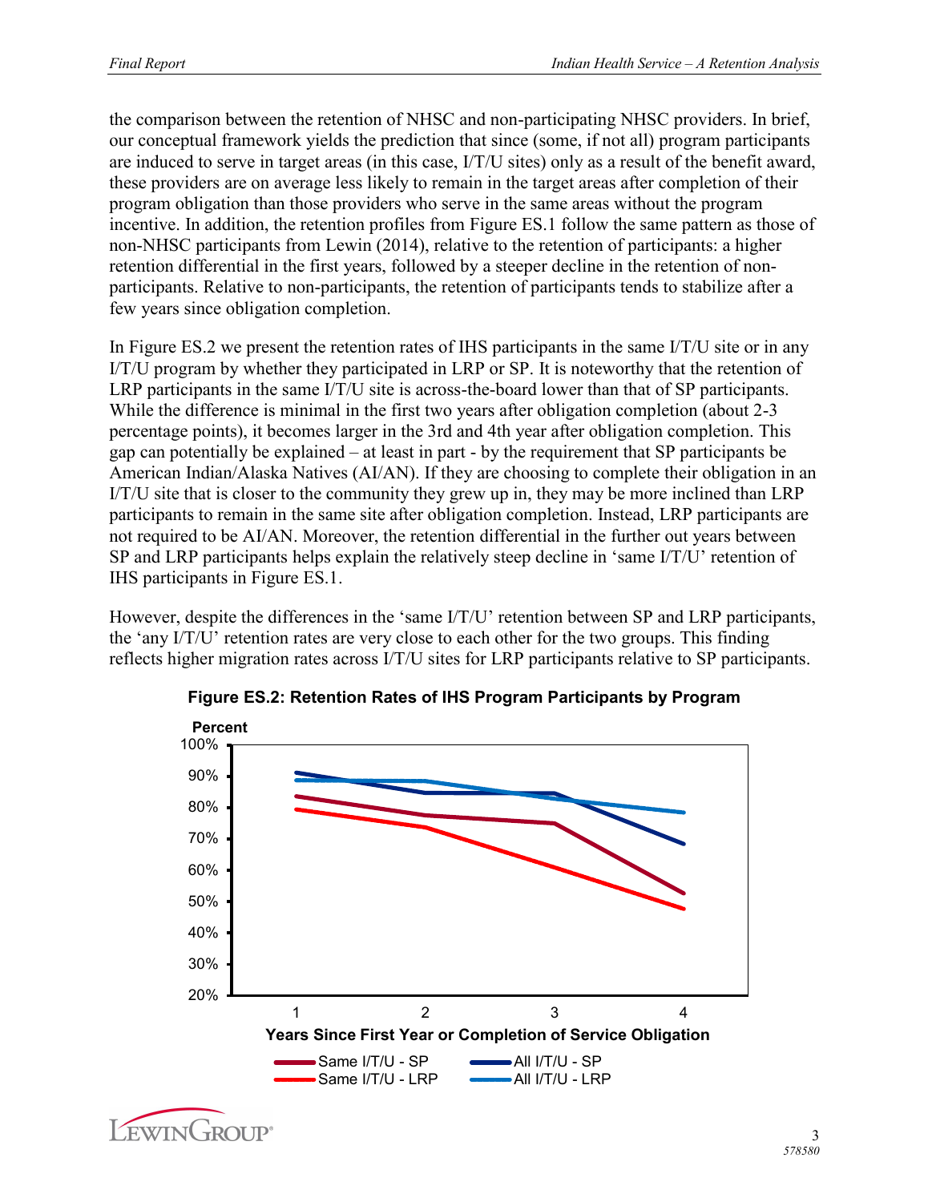the comparison between the retention of NHSC and non-participating NHSC providers. In brief, our conceptual framework yields the prediction that since (some, if not all) program participants are induced to serve in target areas (in this case, I/T/U sites) only as a result of the benefit award, these providers are on average less likely to remain in the target areas after completion of their program obligation than those providers who serve in the same areas without the program incentive. In addition, the retention profiles from Figure ES.1 follow the same pattern as those of non-NHSC participants from Lewin (2014), relative to the retention of participants: a higher retention differential in the first years, followed by a steeper decline in the retention of non-participants. Relative to non-participants, the retention of participants tends to stabilize after a few years since obligation completion.

In Figure ES.2 we present the retention rates of IHS participants in the same I/T/U site or in any I/T/U program by whether they participated in LRP or SP. It is noteworthy that the retention of LRP participants in the same I/T/U site is across-the-board lower than that of SP participants. While the difference is minimal in the first two years after obligation completion (about 2-3 percentage points), it becomes larger in the 3rd and 4th year after obligation completion. This gap can potentially be explained – at least in part - by the requirement that SP participants be American Indian/Alaska Natives (AI/AN). If they are choosing to complete their obligation in an I/T/U site that is closer to the community they grew up in, they may be more inclined than LRP participants to remain in the same site after obligation completion. Instead, LRP participants are not required to be AI/AN. Moreover, the retention differential in the further out years between SP and LRP participants helps explain the relatively steep decline in 'same I/T/U' retention of IHS participants in Figure ES.1.

However, despite the differences in the 'same I/T/U' retention between SP and LRP participants, the 'any I/T/U' retention rates are very close to each other for the two groups. This finding reflects higher migration rates across I/T/U sites for LRP participants relative to SP participants.

**Figure ES.2: Retention Rates of IHS Program Participants by Program**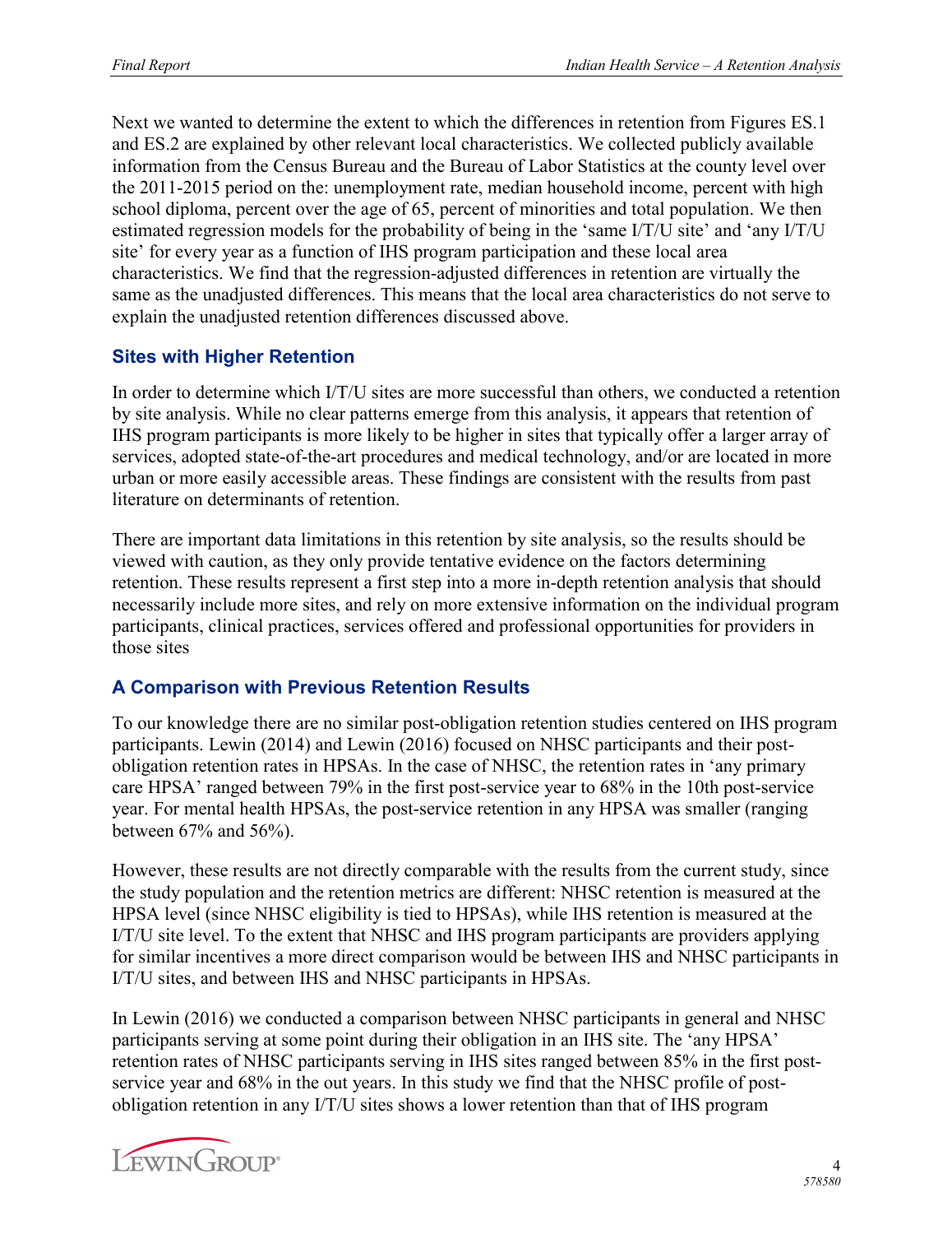Next we wanted to determine the extent to which the differences in retention from Figures ES.1 and ES.2 are explained by other relevant local characteristics. We collected publicly available information from the Census Bureau and the Bureau of Labor Statistics at the county level over the 2011-2015 period on the: unemployment rate, median household income, percent with high school diploma, percent over the age of 65, percent of minorities and total population. We then estimated regression models for the probability of being in the 'same I/T/U site' and 'any I/T/U site' for every year as a function of IHS program participation and these local area characteristics. We find that the regression-adjusted differences in retention are virtually the same as the unadjusted differences. This means that the local area characteristics do not serve to explain the unadjusted retention differences discussed above.

### Sites with Higher Retention

In order to determine which I/T/U sites are more successful than others, we conducted a retention by site analysis. While no clear patterns emerge from this analysis, it appears that retention of IHS program participants is more likely to be higher in sites that typically offer a larger array of services, adopted state-of-the-art procedures and medical technology, and/or are located in more urban or more easily accessible areas. These findings are consistent with the results from past literature on determinants of retention.

There are important data limitations in this retention by site analysis, so the results should be viewed with caution, as they only provide tentative evidence on the factors determining retention. These results represent a first step into a more in-depth retention analysis that should necessarily include more sites, and rely on more extensive information on the individual program participants, clinical practices, services offered and professional opportunities for providers in those sites

### A Comparison with Previous Retention Results

To our knowledge there are no similar post-obligation retention studies centered on IHS program participants. Lewin (2014) and Lewin (2016) focused on NHSC participants and their post-obligation retention rates in HPSAs. In the case of NHSC, the retention rates in 'any primary care HPSA' ranged between 79% in the first post-service year to 68% in the 10th post-service year. For mental health HPSAs, the post-service retention in any HPSA was smaller (ranging between 67% and 56%).

However, these results are not directly comparable with the results from the current study, since the study population and the retention metrics are different: NHSC retention is measured at the HPSA level (since NHSC eligibility is tied to HPSAs), while IHS retention is measured at the I/T/U site level. To the extent that NHSC and IHS program participants are providers applying for similar incentives a more direct comparison would be between IHS and NHSC participants in I/T/U sites, and between IHS and NHSC participants in HPSAs.

In Lewin (2016) we conducted a comparison between NHSC participants in general and NHSC participants serving at some point during their obligation in an IHS site. The 'any HPSA' retention rates of NHSC participants serving in IHS sites ranged between 85% in the first post-service year and 68% in the out years. In this study we find that the NHSC profile of post-obligation retention in any I/T/U sites shows a lower retention than that of IHS program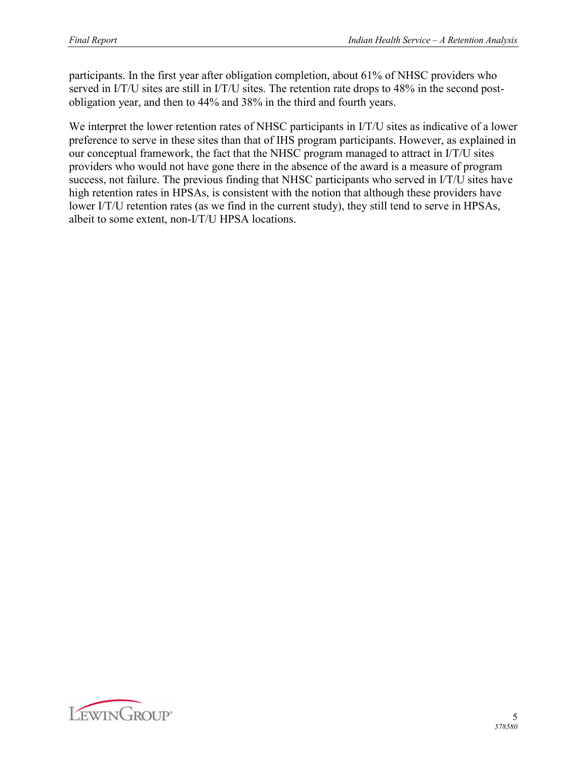participants. In the first year after obligation completion, about 61% of NHSC providers who served in I/T/U sites are still in I/T/U sites. The retention rate drops to 48% in the second post-obligation year, and then to 44% and 38% in the third and fourth years.

We interpret the lower retention rates of NHSC participants in I/T/U sites as indicative of a lower preference to serve in these sites than that of IHS program participants. However, as explained in our conceptual framework, the fact that the NHSC program managed to attract in I/T/U sites providers who would not have gone there in the absence of the award is a measure of program success, not failure. The previous finding that NHSC participants who served in I/T/U sites have high retention rates in HPSAs, is consistent with the notion that although these providers have lower I/T/U retention rates (as we find in the current study), they still tend to serve in HPSAs, albeit to some extent, non-I/T/U HPSA locations.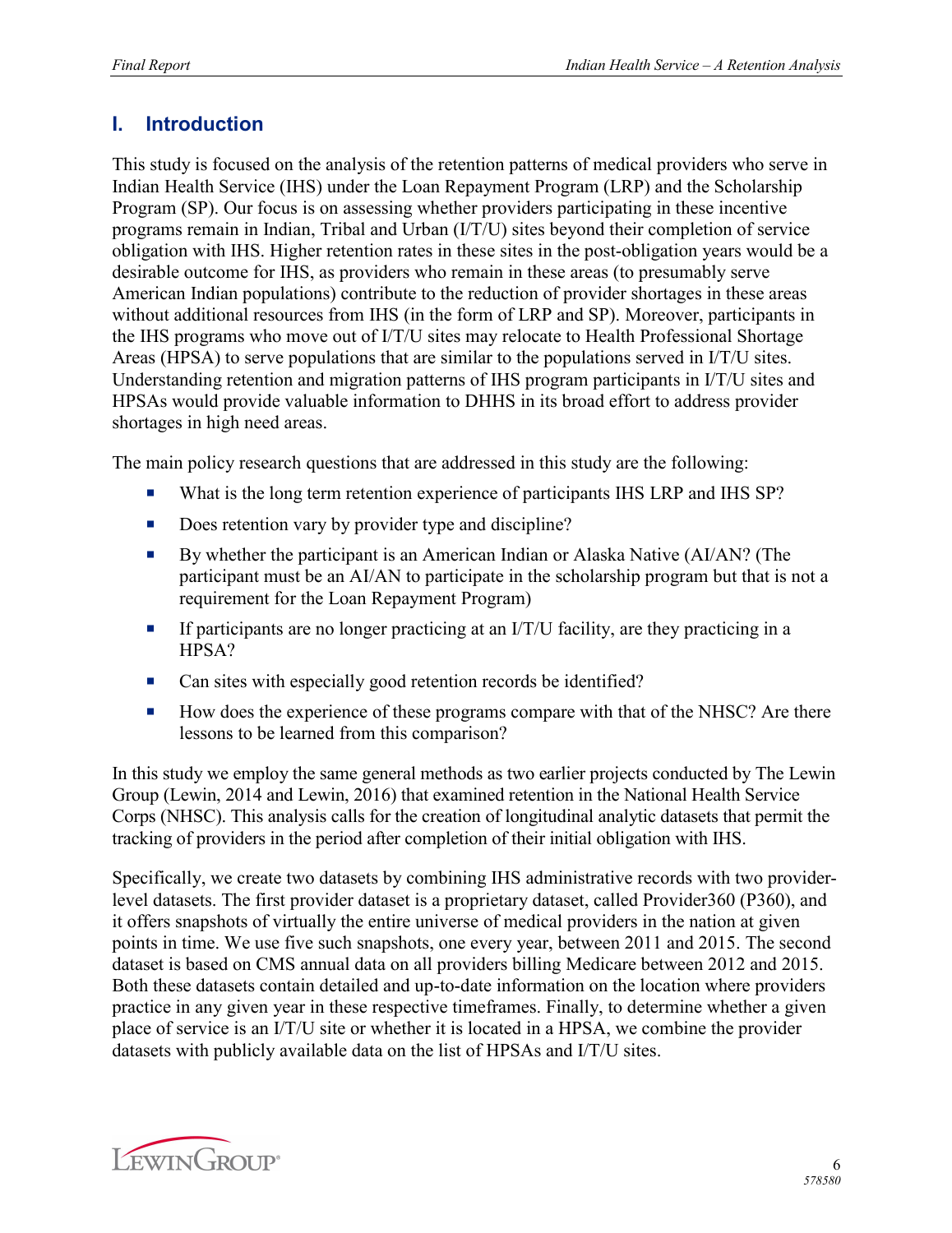## I. Introduction

This study is focused on the analysis of the retention patterns of medical providers who serve in Indian Health Service (IHS) under the Loan Repayment Program (LRP) and the Scholarship Program (SP). Our focus is on assessing whether providers participating in these incentive programs remain in Indian, Tribal and Urban (I/T/U) sites beyond their completion of service obligation with IHS. Higher retention rates in these sites in the post-obligation years would be a desirable outcome for IHS, as providers who remain in these areas (to presumably serve American Indian populations) contribute to the reduction of provider shortages in these areas without additional resources from IHS (in the form of LRP and SP). Moreover, participants in the IHS programs who move out of I/T/U sites may relocate to Health Professional Shortage Areas (HPSA) to serve populations that are similar to the populations served in I/T/U sites. Understanding retention and migration patterns of IHS program participants in I/T/U sites and HPSAs would provide valuable information to DHHS in its broad effort to address provider shortages in high need areas.

The main policy research questions that are addressed in this study are the following:

- What is the long term retention experience of participants IHS LRP and IHS SP?
- Does retention vary by provider type and discipline?
- By whether the participant is an American Indian or Alaska Native (AI/AN? (The participant must be an AI/AN to participate in the scholarship program but that is not a requirement for the Loan Repayment Program)
- If participants are no longer practicing at an I/T/U facility, are they practicing in a HPSA?
- Can sites with especially good retention records be identified?
- How does the experience of these programs compare with that of the NHSC? Are there lessons to be learned from this comparison?

In this study we employ the same general methods as two earlier projects conducted by The Lewin Group (Lewin, 2014 and Lewin, 2016) that examined retention in the National Health Service Corps (NHSC). This analysis calls for the creation of longitudinal analytic datasets that permit the tracking of providers in the period after completion of their initial obligation with IHS.

Specifically, we create two datasets by combining IHS administrative records with two provider-level datasets. The first provider dataset is a proprietary dataset, called Provider360 (P360), and it offers snapshots of virtually the entire universe of medical providers in the nation at given points in time. We use five such snapshots, one every year, between 2011 and 2015. The second dataset is based on CMS annual data on all providers billing Medicare between 2012 and 2015. Both these datasets contain detailed and up-to-date information on the location where providers practice in any given year in these respective timeframes. Finally, to determine whether a given place of service is an I/T/U site or whether it is located in a HPSA, we combine the provider datasets with publicly available data on the list of HPSAs and I/T/U sites.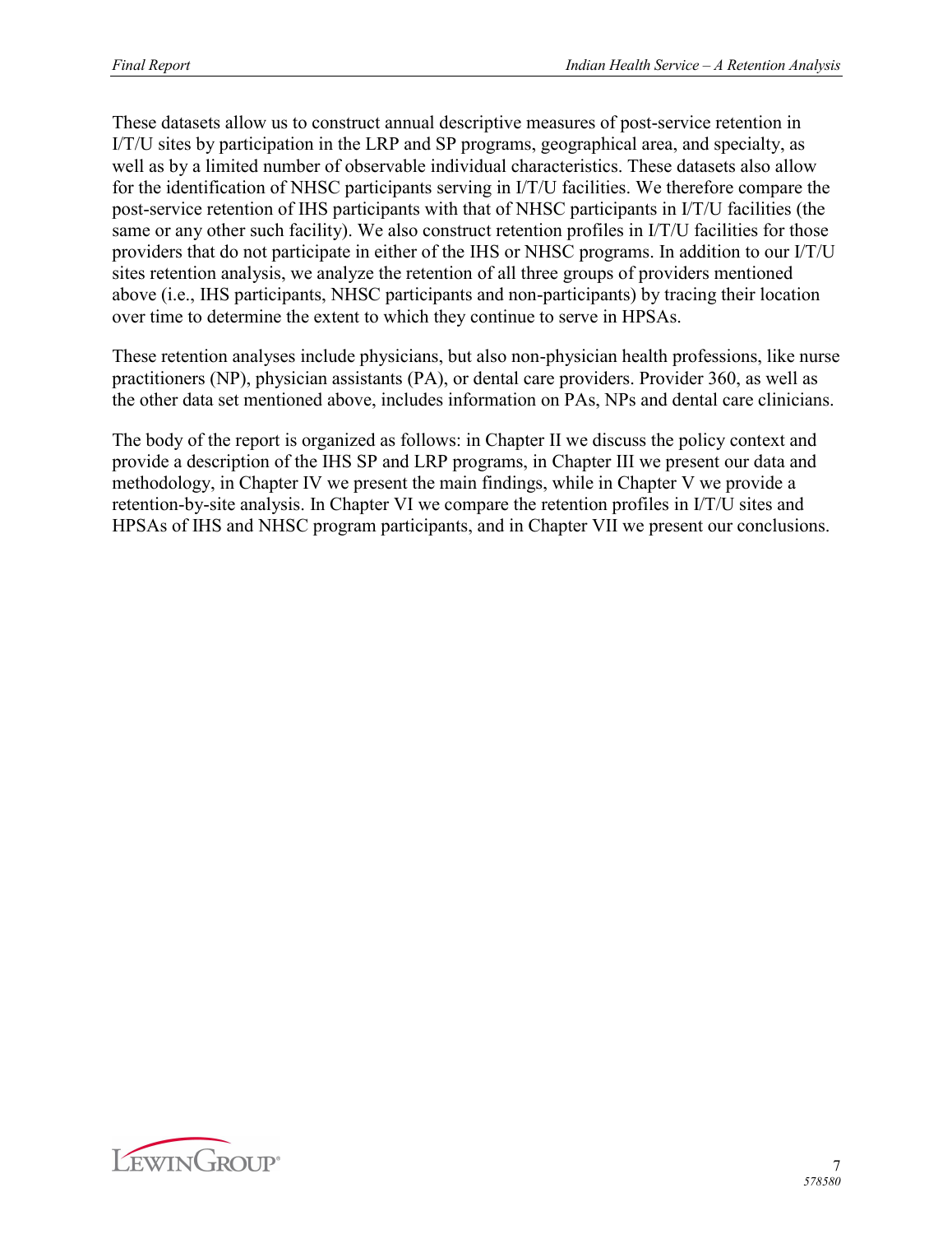These datasets allow us to construct annual descriptive measures of post-service retention in I/T/U sites by participation in the LRP and SP programs, geographical area, and specialty, as well as by a limited number of observable individual characteristics. These datasets also allow for the identification of NHSC participants serving in I/T/U facilities. We therefore compare the post-service retention of IHS participants with that of NHSC participants in I/T/U facilities (the same or any other such facility). We also construct retention profiles in I/T/U facilities for those providers that do not participate in either of the IHS or NHSC programs. In addition to our I/T/U sites retention analysis, we analyze the retention of all three groups of providers mentioned above (i.e., IHS participants, NHSC participants and non-participants) by tracing their location over time to determine the extent to which they continue to serve in HPSAs.

These retention analyses include physicians, but also non-physician health professions, like nurse practitioners (NP), physician assistants (PA), or dental care providers. Provider 360, as well as the other data set mentioned above, includes information on PAs, NPs and dental care clinicians.

The body of the report is organized as follows: in Chapter II we discuss the policy context and provide a description of the IHS SP and LRP programs, in Chapter III we present our data and methodology, in Chapter IV we present the main findings, while in Chapter V we provide a retention-by-site analysis. In Chapter VI we compare the retention profiles in I/T/U sites and HPSAs of IHS and NHSC program participants, and in Chapter VII we present our conclusions.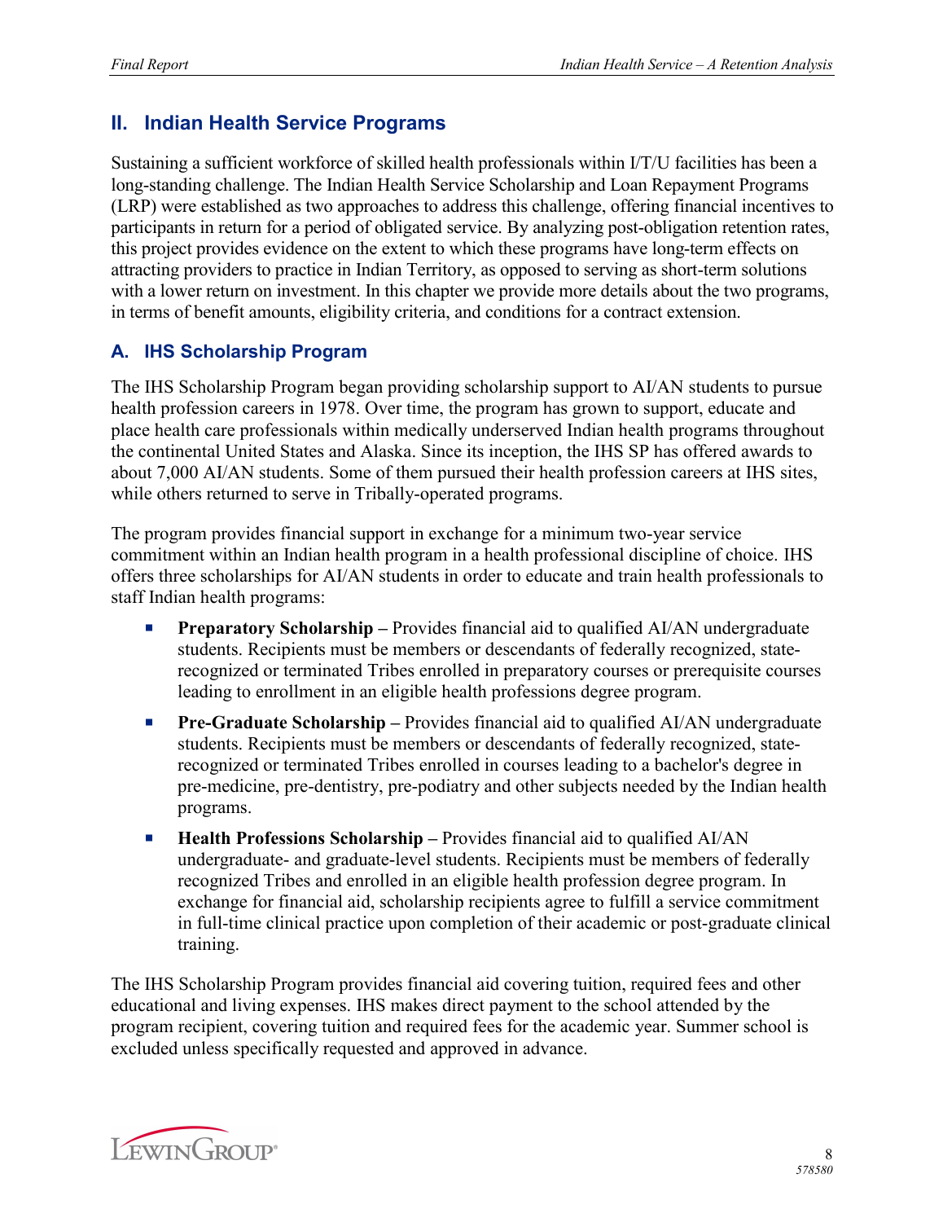## II. Indian Health Service Programs

Sustaining a sufficient workforce of skilled health professionals within I/T/U facilities has been a long-standing challenge. The Indian Health Service Scholarship and Loan Repayment Programs (LRP) were established as two approaches to address this challenge, offering financial incentives to participants in return for a period of obligated service. By analyzing post-obligation retention rates, this project provides evidence on the extent to which these programs have long-term effects on attracting providers to practice in Indian Territory, as opposed to serving as short-term solutions with a lower return on investment. In this chapter we provide more details about the two programs, in terms of benefit amounts, eligibility criteria, and conditions for a contract extension.

### A. IHS Scholarship Program

The IHS Scholarship Program began providing scholarship support to AI/AN students to pursue health profession careers in 1978. Over time, the program has grown to support, educate and place health care professionals within medically underserved Indian health programs throughout the continental United States and Alaska. Since its inception, the IHS SP has offered awards to about 7,000 AI/AN students. Some of them pursued their health profession careers at IHS sites, while others returned to serve in Tribally-operated programs.

The program provides financial support in exchange for a minimum two-year service commitment within an Indian health program in a health professional discipline of choice. IHS offers three scholarships for AI/AN students in order to educate and train health professionals to staff Indian health programs:

- **Preparatory Scholarship –** Provides financial aid to qualified AI/AN undergraduate students. Recipients must be members or descendants of federally recognized, state-recognized or terminated Tribes enrolled in preparatory courses or prerequisite courses leading to enrollment in an eligible health professions degree program.
- **Pre-Graduate Scholarship –** Provides financial aid to qualified AI/AN undergraduate students. Recipients must be members or descendants of federally recognized, state-recognized or terminated Tribes enrolled in courses leading to a bachelor's degree in pre-medicine, pre-dentistry, pre-podiatry and other subjects needed by the Indian health programs.
- **Health Professions Scholarship –** Provides financial aid to qualified AI/AN undergraduate- and graduate-level students. Recipients must be members of federally recognized Tribes and enrolled in an eligible health profession degree program. In exchange for financial aid, scholarship recipients agree to fulfill a service commitment in full-time clinical practice upon completion of their academic or post-graduate clinical training.

The IHS Scholarship Program provides financial aid covering tuition, required fees and other educational and living expenses. IHS makes direct payment to the school attended by the program recipient, covering tuition and required fees for the academic year. Summer school is excluded unless specifically requested and approved in advance.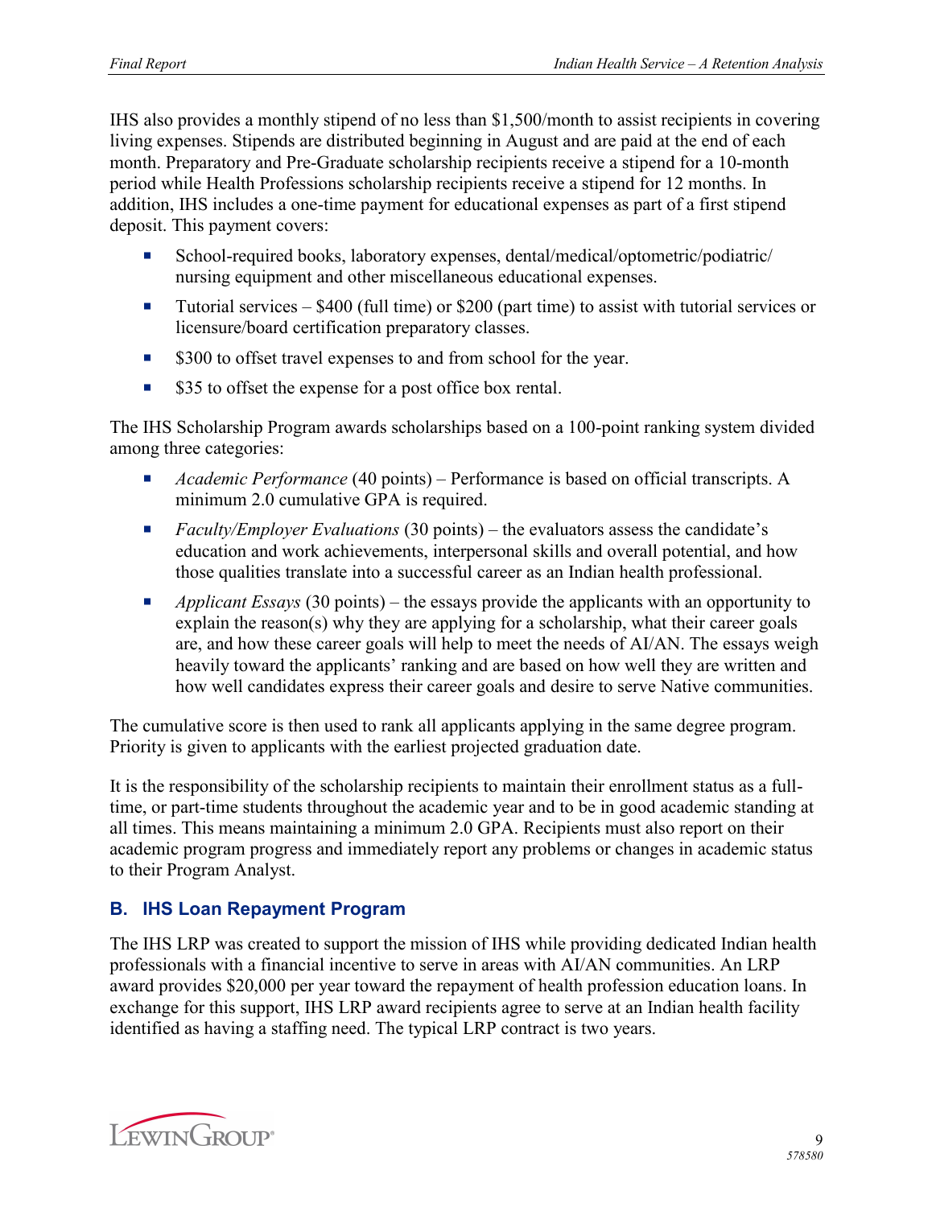IHS also provides a monthly stipend of no less than $1,500/month to assist recipients in covering living expenses. Stipends are distributed beginning in August and are paid at the end of each month. Preparatory and Pre-Graduate scholarship recipients receive a stipend for a 10-month period while Health Professions scholarship recipients receive a stipend for 12 months. In addition, IHS includes a one-time payment for educational expenses as part of a first stipend deposit. This payment covers:

- School-required books, laboratory expenses, dental/medical/optometric/podiatric/nursing equipment and other miscellaneous educational expenses.
- Tutorial services – $400 (full time) or $200 (part time) to assist with tutorial services or licensure/board certification preparatory classes.
- $300 to offset travel expenses to and from school for the year.
- $35 to offset the expense for a post office box rental.

The IHS Scholarship Program awards scholarships based on a 100-point ranking system divided among three categories:

- *Academic Performance* (40 points) – Performance is based on official transcripts. A minimum 2.0 cumulative GPA is required.
- *Faculty/Employer Evaluations* (30 points) – the evaluators assess the candidate's education and work achievements, interpersonal skills and overall potential, and how those qualities translate into a successful career as an Indian health professional.
- *Applicant Essays* (30 points) – the essays provide the applicants with an opportunity to explain the reason(s) why they are applying for a scholarship, what their career goals are, and how these career goals will help to meet the needs of AI/AN. The essays weigh heavily toward the applicants' ranking and are based on how well they are written and how well candidates express their career goals and desire to serve Native communities.

The cumulative score is then used to rank all applicants applying in the same degree program. Priority is given to applicants with the earliest projected graduation date.

It is the responsibility of the scholarship recipients to maintain their enrollment status as a full-time, or part-time students throughout the academic year and to be in good academic standing at all times. This means maintaining a minimum 2.0 GPA. Recipients must also report on their academic program progress and immediately report any problems or changes in academic status to their Program Analyst.

### B. IHS Loan Repayment Program

The IHS LRP was created to support the mission of IHS while providing dedicated Indian health professionals with a financial incentive to serve in areas with AI/AN communities. An LRP award provides $20,000 per year toward the repayment of health profession education loans. In exchange for this support, IHS LRP award recipients agree to serve at an Indian health facility identified as having a staffing need. The typical LRP contract is two years.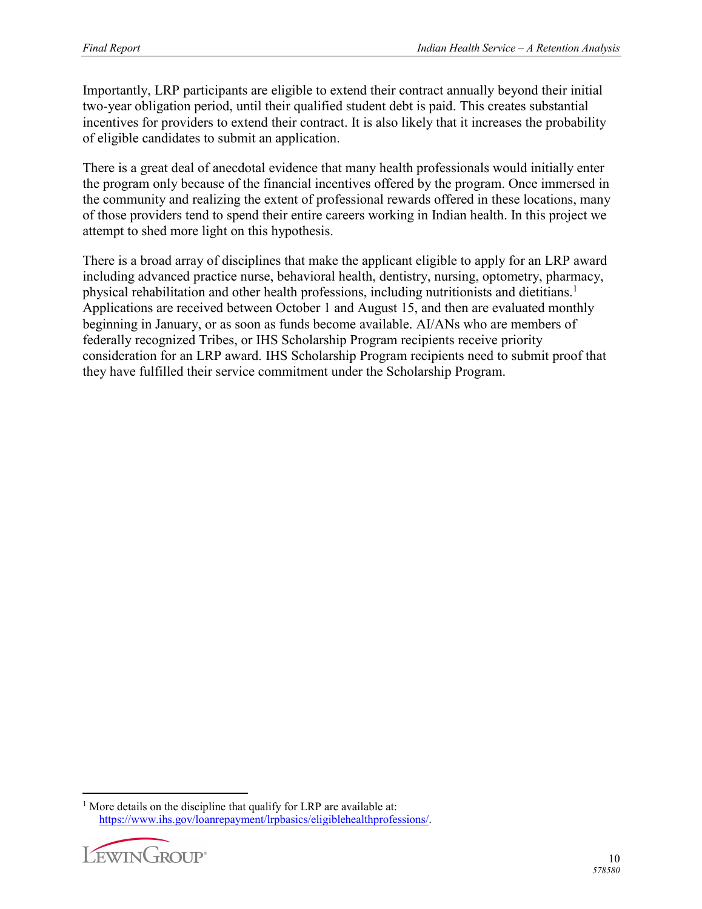Importantly, LRP participants are eligible to extend their contract annually beyond their initial two-year obligation period, until their qualified student debt is paid. This creates substantial incentives for providers to extend their contract. It is also likely that it increases the probability of eligible candidates to submit an application.

There is a great deal of anecdotal evidence that many health professionals would initially enter the program only because of the financial incentives offered by the program. Once immersed in the community and realizing the extent of professional rewards offered in these locations, many of those providers tend to spend their entire careers working in Indian health. In this project we attempt to shed more light on this hypothesis.

There is a broad array of disciplines that make the applicant eligible to apply for an LRP award including advanced practice nurse, behavioral health, dentistry, nursing, optometry, pharmacy, physical rehabilitation and other health professions, including nutritionists and dietitians.[1] Applications are received between October 1 and August 15, and then are evaluated monthly beginning in January, or as soon as funds become available. AI/ANs who are members of federally recognized Tribes, or IHS Scholarship Program recipients receive priority consideration for an LRP award. IHS Scholarship Program recipients need to submit proof that they have fulfilled their service commitment under the Scholarship Program.

[1] More details on the discipline that qualify for LRP are available at: https://www.ihs.gov/loanrepayment/lrpbasics/eligiblehealthprofessions/.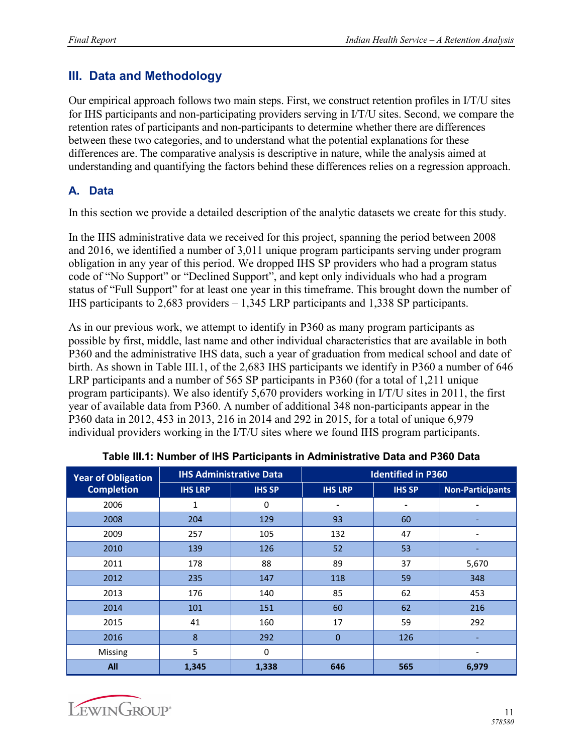## III. Data and Methodology

Our empirical approach follows two main steps. First, we construct retention profiles in I/T/U sites for IHS participants and non-participating providers serving in I/T/U sites. Second, we compare the retention rates of participants and non-participants to determine whether there are differences between these two categories, and to understand what the potential explanations for these differences are. The comparative analysis is descriptive in nature, while the analysis aimed at understanding and quantifying the factors behind these differences relies on a regression approach.

### A. Data

In this section we provide a detailed description of the analytic datasets we create for this study.

In the IHS administrative data we received for this project, spanning the period between 2008 and 2016, we identified a number of 3,011 unique program participants serving under program obligation in any year of this period. We dropped IHS SP providers who had a program status code of "No Support" or "Declined Support", and kept only individuals who had a program status of "Full Support" for at least one year in this timeframe. This brought down the number of IHS participants to 2,683 providers – 1,345 LRP participants and 1,338 SP participants.

As in our previous work, we attempt to identify in P360 as many program participants as possible by first, middle, last name and other individual characteristics that are available in both P360 and the administrative IHS data, such a year of graduation from medical school and date of birth. As shown in Table III.1, of the 2,683 IHS participants we identify in P360 a number of 646 LRP participants and a number of 565 SP participants in P360 (for a total of 1,211 unique program participants). We also identify 5,670 providers working in I/T/U sites in 2011, the first year of available data from P360. A number of additional 348 non-participants appear in the P360 data in 2012, 453 in 2013, 216 in 2014 and 292 in 2015, for a total of unique 6,979 individual providers working in the I/T/U sites where we found IHS program participants.

**Table III.1: Number of IHS Participants in Administrative Data and P360 Data**

| Year of Obligation Completion | IHS Administrative Data | | Identified in P360 | | |
|---|---|---|---|---|---|
| | IHS LRP | IHS SP | IHS LRP | IHS SP | Non-Participants |
| 2006 | 1 | 0 | - | - | - |
| 2008 | 204 | 129 | 93 | 60 | - |
| 2009 | 257 | 105 | 132 | 47 | - |
| 2010 | 139 | 126 | 52 | 53 | - |
| 2011 | 178 | 88 | 89 | 37 | 5,670 |
| 2012 | 235 | 147 | 118 | 59 | 348 |
| 2013 | 176 | 140 | 85 | 62 | 453 |
| 2014 | 101 | 151 | 60 | 62 | 216 |
| 2015 | 41 | 160 | 17 | 59 | 292 |
| 2016 | 8 | 292 | 0 | 126 | - |
| Missing | 5 | 0 | | | - |
| **All** | **1,345** | **1,338** | **646** | **565** | **6,979** |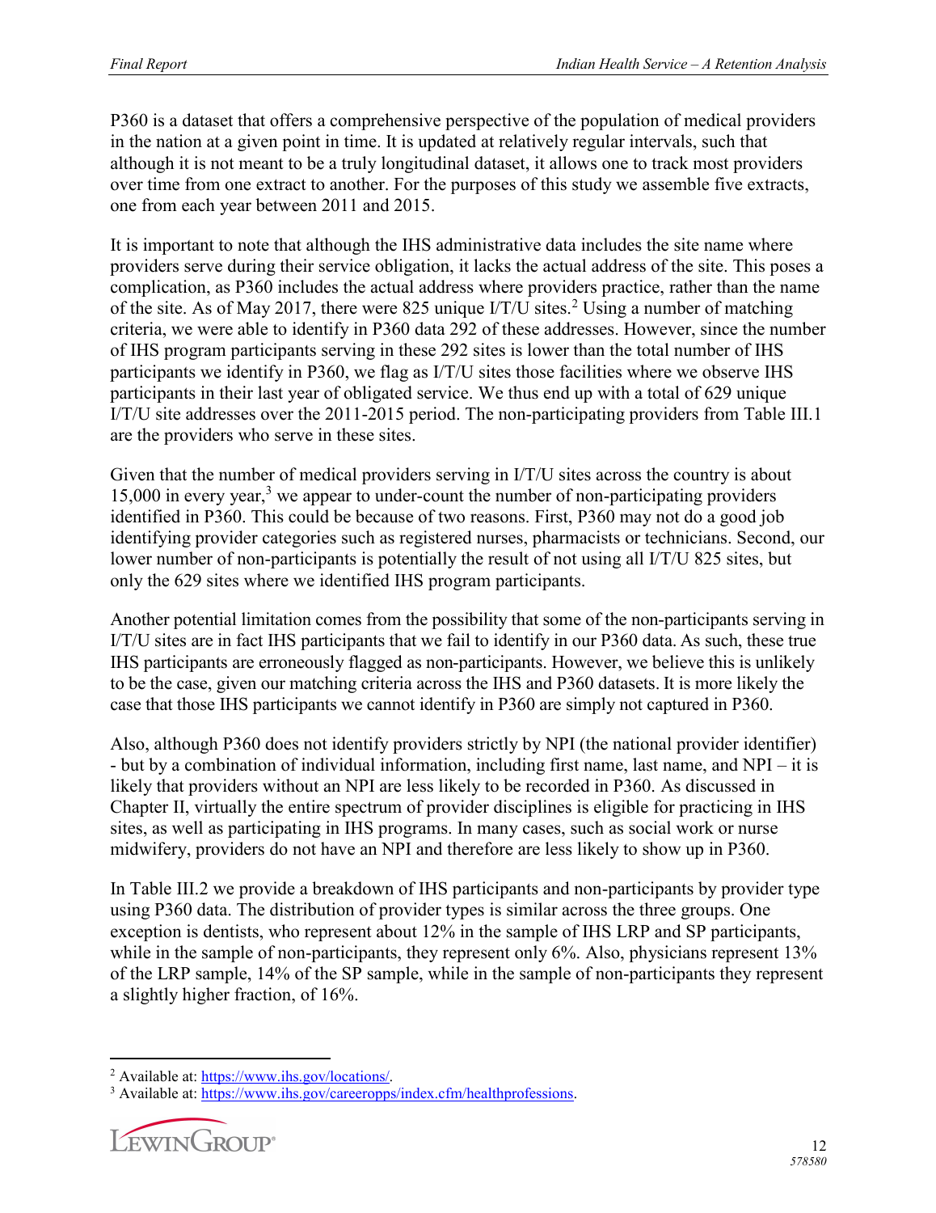P360 is a dataset that offers a comprehensive perspective of the population of medical providers in the nation at a given point in time. It is updated at relatively regular intervals, such that although it is not meant to be a truly longitudinal dataset, it allows one to track most providers over time from one extract to another. For the purposes of this study we assemble five extracts, one from each year between 2011 and 2015.

It is important to note that although the IHS administrative data includes the site name where providers serve during their service obligation, it lacks the actual address of the site. This poses a complication, as P360 includes the actual address where providers practice, rather than the name of the site. As of May 2017, there were 825 unique I/T/U sites.[2] Using a number of matching criteria, we were able to identify in P360 data 292 of these addresses. However, since the number of IHS program participants serving in these 292 sites is lower than the total number of IHS participants we identify in P360, we flag as I/T/U sites those facilities where we observe IHS participants in their last year of obligated service. We thus end up with a total of 629 unique I/T/U site addresses over the 2011-2015 period. The non-participating providers from Table III.1 are the providers who serve in these sites.

Given that the number of medical providers serving in I/T/U sites across the country is about 15,000 in every year,[3] we appear to under-count the number of non-participating providers identified in P360. This could be because of two reasons. First, P360 may not do a good job identifying provider categories such as registered nurses, pharmacists or technicians. Second, our lower number of non-participants is potentially the result of not using all I/T/U 825 sites, but only the 629 sites where we identified IHS program participants.

Another potential limitation comes from the possibility that some of the non-participants serving in I/T/U sites are in fact IHS participants that we fail to identify in our P360 data. As such, these true IHS participants are erroneously flagged as non-participants. However, we believe this is unlikely to be the case, given our matching criteria across the IHS and P360 datasets. It is more likely the case that those IHS participants we cannot identify in P360 are simply not captured in P360.

Also, although P360 does not identify providers strictly by NPI (the national provider identifier) - but by a combination of individual information, including first name, last name, and NPI – it is likely that providers without an NPI are less likely to be recorded in P360. As discussed in Chapter II, virtually the entire spectrum of provider disciplines is eligible for practicing in IHS sites, as well as participating in IHS programs. In many cases, such as social work or nurse midwifery, providers do not have an NPI and therefore are less likely to show up in P360.

In Table III.2 we provide a breakdown of IHS participants and non-participants by provider type using P360 data. The distribution of provider types is similar across the three groups. One exception is dentists, who represent about 12% in the sample of IHS LRP and SP participants, while in the sample of non-participants, they represent only 6%. Also, physicians represent 13% of the LRP sample, 14% of the SP sample, while in the sample of non-participants they represent a slightly higher fraction, of 16%.

---

[2] Available at: https://www.ihs.gov/locations/.

[3] Available at: https://www.ihs.gov/careeropps/index.cfm/healthprofessions.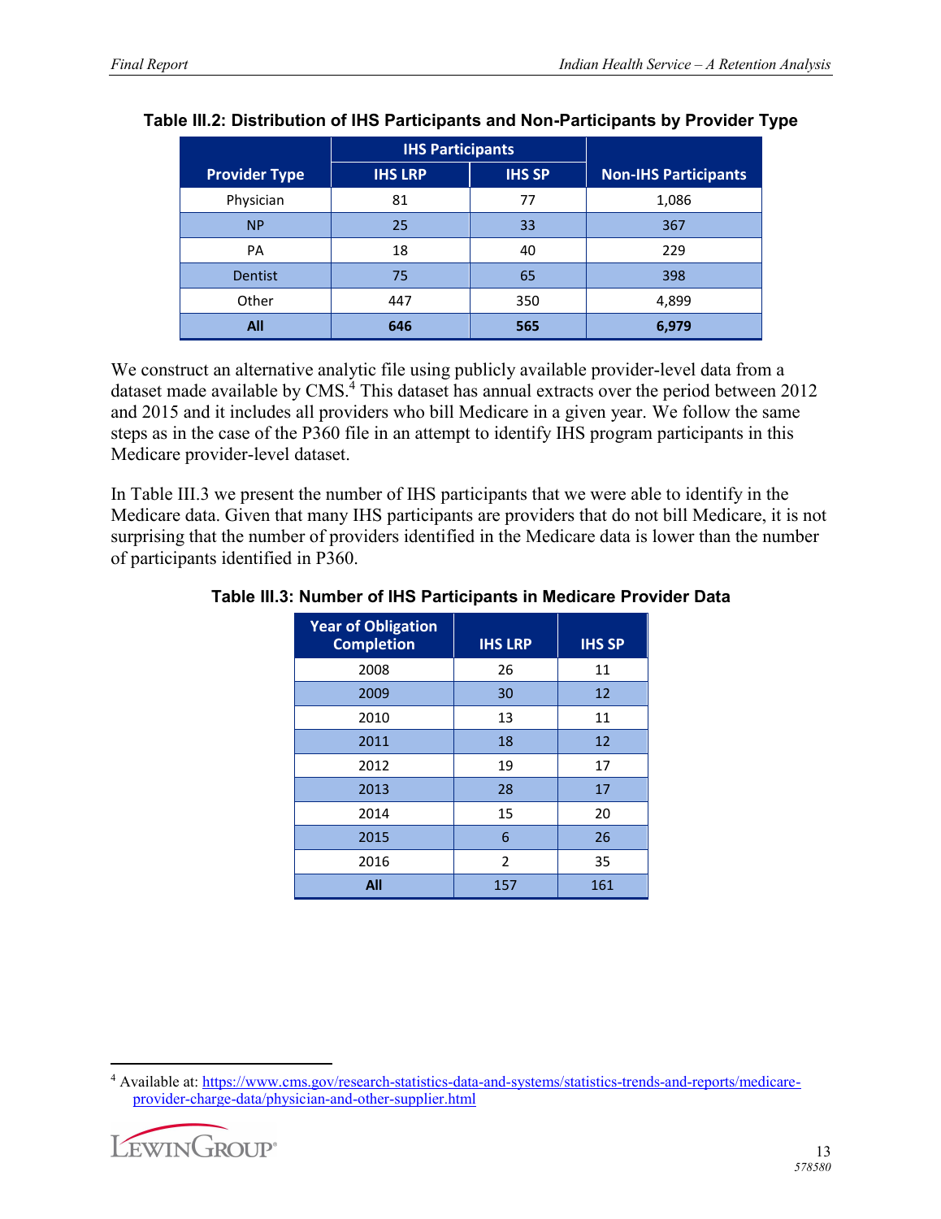**Table III.2: Distribution of IHS Participants and Non-Participants by Provider Type**

| Provider Type | IHS Participants | | Non-IHS Participants |
|---|---|---|---|
| | IHS LRP | IHS SP | |
| Physician | 81 | 77 | 1,086 |
| NP | 25 | 33 | 367 |
| PA | 18 | 40 | 229 |
| Dentist | 75 | 65 | 398 |
| Other | 447 | 350 | 4,899 |
| **All** | **646** | **565** | **6,979** |

We construct an alternative analytic file using publicly available provider-level data from a dataset made available by CMS.[4] This dataset has annual extracts over the period between 2012 and 2015 and it includes all providers who bill Medicare in a given year. We follow the same steps as in the case of the P360 file in an attempt to identify IHS program participants in this Medicare provider-level dataset.

In Table III.3 we present the number of IHS participants that we were able to identify in the Medicare data. Given that many IHS participants are providers that do not bill Medicare, it is not surprising that the number of providers identified in the Medicare data is lower than the number of participants identified in P360.

**Table III.3: Number of IHS Participants in Medicare Provider Data**

| Year of Obligation Completion | IHS LRP | IHS SP |
|---|---|---|
| 2008 | 26 | 11 |
| 2009 | 30 | 12 |
| 2010 | 13 | 11 |
| 2011 | 18 | 12 |
| 2012 | 19 | 17 |
| 2013 | 28 | 17 |
| 2014 | 15 | 20 |
| 2015 | 6 | 26 |
| 2016 | 2 | 35 |
| **All** | 157 | 161 |

[4] Available at: https://www.cms.gov/research-statistics-data-and-systems/statistics-trends-and-reports/medicare-provider-charge-data/physician-and-other-supplier.html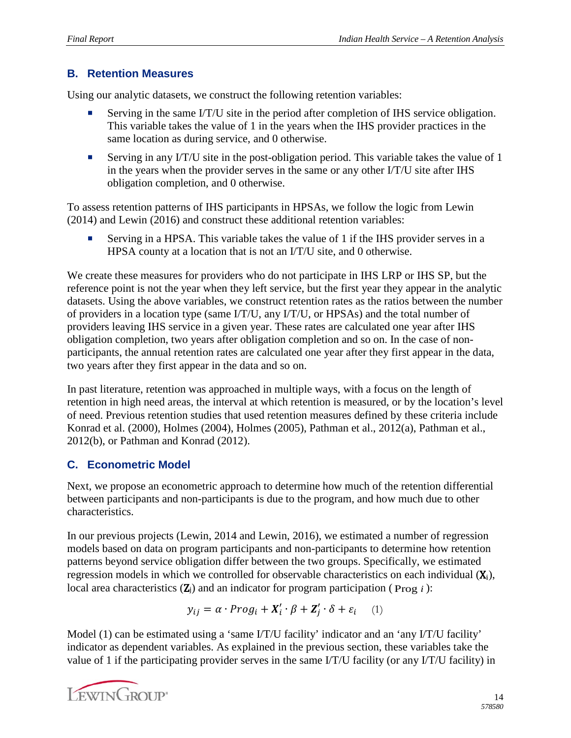## B. Retention Measures

Using our analytic datasets, we construct the following retention variables:

- Serving in the same I/T/U site in the period after completion of IHS service obligation. This variable takes the value of 1 in the years when the IHS provider practices in the same location as during service, and 0 otherwise.
- Serving in any I/T/U site in the post-obligation period. This variable takes the value of 1 in the years when the provider serves in the same or any other I/T/U site after IHS obligation completion, and 0 otherwise.

To assess retention patterns of IHS participants in HPSAs, we follow the logic from Lewin (2014) and Lewin (2016) and construct these additional retention variables:

- Serving in a HPSA. This variable takes the value of 1 if the IHS provider serves in a HPSA county at a location that is not an I/T/U site, and 0 otherwise.

We create these measures for providers who do not participate in IHS LRP or IHS SP, but the reference point is not the year when they left service, but the first year they appear in the analytic datasets. Using the above variables, we construct retention rates as the ratios between the number of providers in a location type (same I/T/U, any I/T/U, or HPSAs) and the total number of providers leaving IHS service in a given year. These rates are calculated one year after IHS obligation completion, two years after obligation completion and so on. In the case of non-participants, the annual retention rates are calculated one year after they first appear in the data, two years after they first appear in the data and so on.

In past literature, retention was approached in multiple ways, with a focus on the length of retention in high need areas, the interval at which retention is measured, or by the location's level of need. Previous retention studies that used retention measures defined by these criteria include Konrad et al. (2000), Holmes (2004), Holmes (2005), Pathman et al., 2012(a), Pathman et al., 2012(b), or Pathman and Konrad (2012).

## C. Econometric Model

Next, we propose an econometric approach to determine how much of the retention differential between participants and non-participants is due to the program, and how much due to other characteristics.

In our previous projects (Lewin, 2014 and Lewin, 2016), we estimated a number of regression models based on data on program participants and non-participants to determine how retention patterns beyond service obligation differ between the two groups. Specifically, we estimated regression models in which we controlled for observable characteristics on each individual ($\mathbf{X}_i$), local area characteristics ($\mathbf{Z}_j$) and an indicator for program participation ( $Prog_i$ ):

$$y_{ij} = \alpha \cdot Prog_i + \boldsymbol{X}_i' \cdot \beta + \boldsymbol{Z}_j' \cdot \delta + \varepsilon_i \quad (1)$$

Model (1) can be estimated using a 'same I/T/U facility' indicator and an 'any I/T/U facility' indicator as dependent variables. As explained in the previous section, these variables take the value of 1 if the participating provider serves in the same I/T/U facility (or any I/T/U facility) in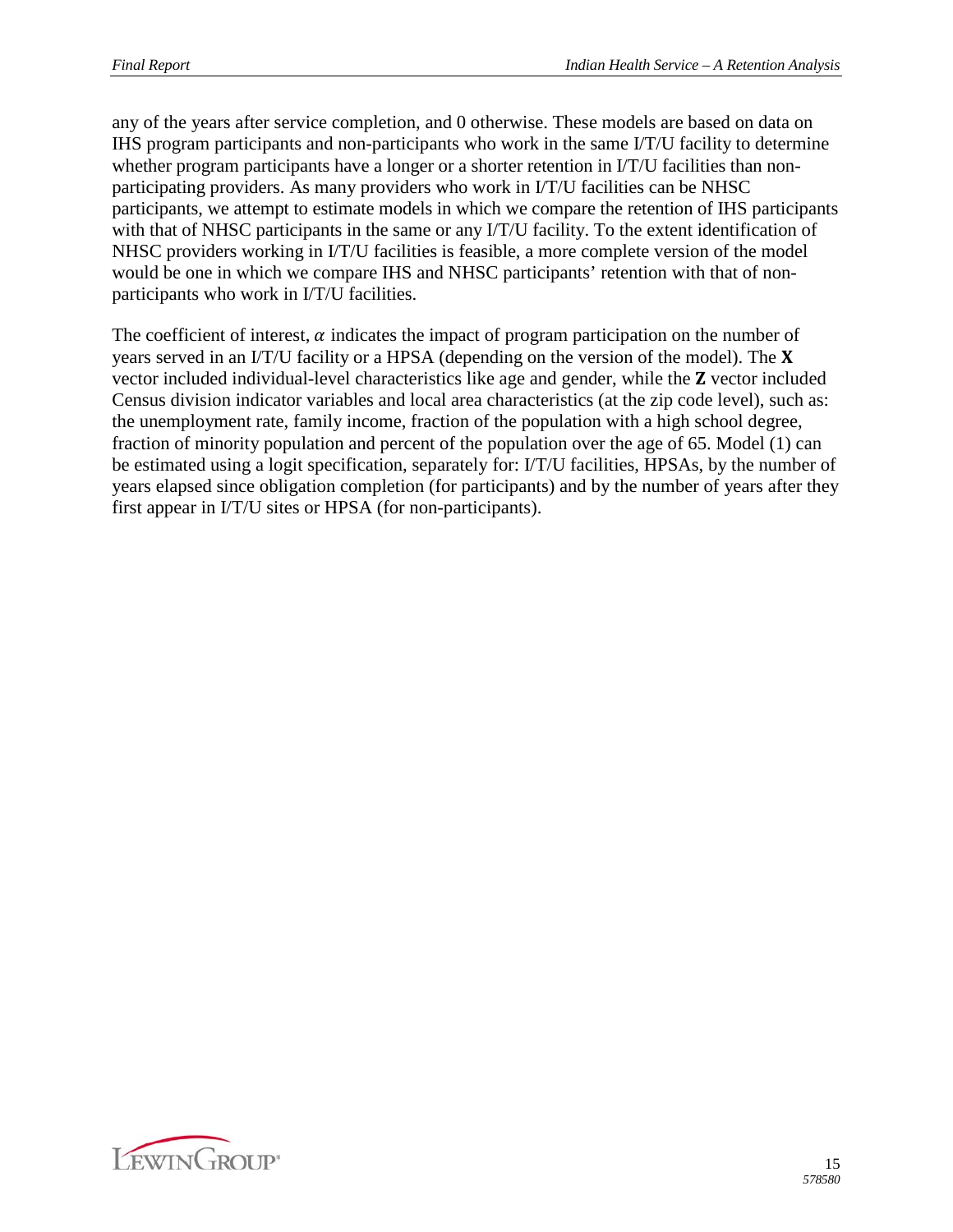any of the years after service completion, and 0 otherwise. These models are based on data on IHS program participants and non-participants who work in the same I/T/U facility to determine whether program participants have a longer or a shorter retention in I/T/U facilities than non-participating providers. As many providers who work in I/T/U facilities can be NHSC participants, we attempt to estimate models in which we compare the retention of IHS participants with that of NHSC participants in the same or any I/T/U facility. To the extent identification of NHSC providers working in I/T/U facilities is feasible, a more complete version of the model would be one in which we compare IHS and NHSC participants' retention with that of non-participants who work in I/T/U facilities.

The coefficient of interest, $\alpha$ indicates the impact of program participation on the number of years served in an I/T/U facility or a HPSA (depending on the version of the model). The **X** vector included individual-level characteristics like age and gender, while the **Z** vector included Census division indicator variables and local area characteristics (at the zip code level), such as: the unemployment rate, family income, fraction of the population with a high school degree, fraction of minority population and percent of the population over the age of 65. Model (1) can be estimated using a logit specification, separately for: I/T/U facilities, HPSAs, by the number of years elapsed since obligation completion (for participants) and by the number of years after they first appear in I/T/U sites or HPSA (for non-participants).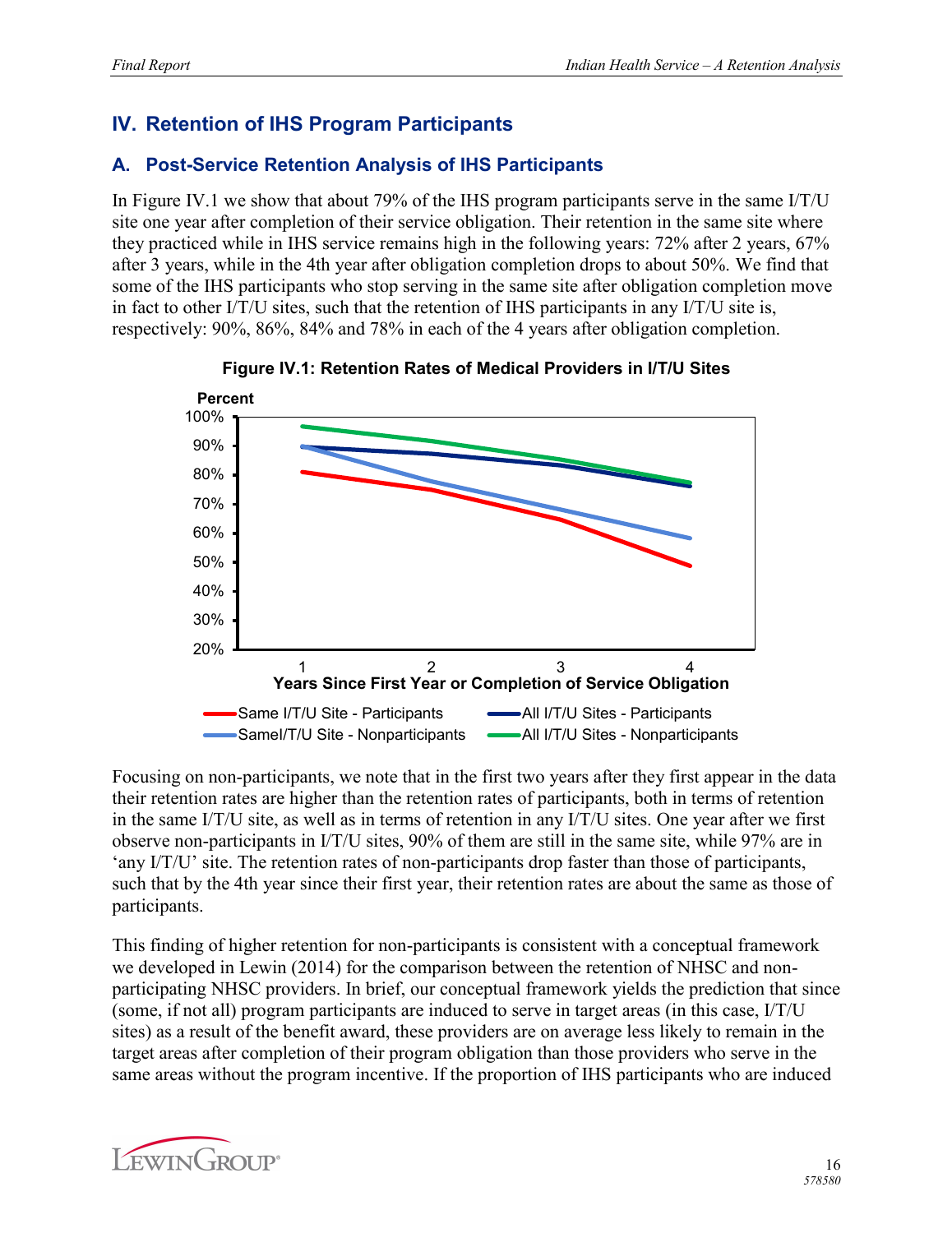## IV. Retention of IHS Program Participants

### A. Post-Service Retention Analysis of IHS Participants

In Figure IV.1 we show that about 79% of the IHS program participants serve in the same I/T/U site one year after completion of their service obligation. Their retention in the same site where they practiced while in IHS service remains high in the following years: 72% after 2 years, 67% after 3 years, while in the 4th year after obligation completion drops to about 50%. We find that some of the IHS participants who stop serving in the same site after obligation completion move in fact to other I/T/U sites, such that the retention of IHS participants in any I/T/U site is, respectively: 90%, 86%, 84% and 78% in each of the 4 years after obligation completion.

**Figure IV.1: Retention Rates of Medical Providers in I/T/U Sites**

Focusing on non-participants, we note that in the first two years after they first appear in the data their retention rates are higher than the retention rates of participants, both in terms of retention in the same I/T/U site, as well as in terms of retention in any I/T/U sites. One year after we first observe non-participants in I/T/U sites, 90% of them are still in the same site, while 97% are in 'any I/T/U' site. The retention rates of non-participants drop faster than those of participants, such that by the 4th year since their first year, their retention rates are about the same as those of participants.

This finding of higher retention for non-participants is consistent with a conceptual framework we developed in Lewin (2014) for the comparison between the retention of NHSC and non-participating NHSC providers. In brief, our conceptual framework yields the prediction that since (some, if not all) program participants are induced to serve in target areas (in this case, I/T/U sites) as a result of the benefit award, these providers are on average less likely to remain in the target areas after completion of their program obligation than those providers who serve in the same areas without the program incentive. If the proportion of IHS participants who are induced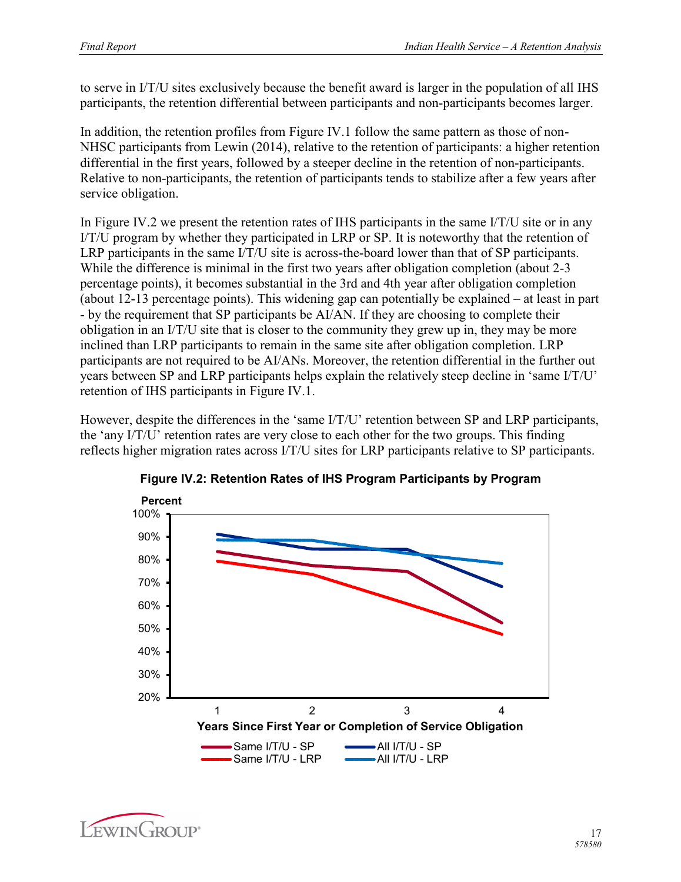to serve in I/T/U sites exclusively because the benefit award is larger in the population of all IHS participants, the retention differential between participants and non-participants becomes larger.

In addition, the retention profiles from Figure IV.1 follow the same pattern as those of non-NHSC participants from Lewin (2014), relative to the retention of participants: a higher retention differential in the first years, followed by a steeper decline in the retention of non-participants. Relative to non-participants, the retention of participants tends to stabilize after a few years after service obligation.

In Figure IV.2 we present the retention rates of IHS participants in the same I/T/U site or in any I/T/U program by whether they participated in LRP or SP. It is noteworthy that the retention of LRP participants in the same I/T/U site is across-the-board lower than that of SP participants. While the difference is minimal in the first two years after obligation completion (about 2-3 percentage points), it becomes substantial in the 3rd and 4th year after obligation completion (about 12-13 percentage points). This widening gap can potentially be explained – at least in part - by the requirement that SP participants be AI/AN. If they are choosing to complete their obligation in an I/T/U site that is closer to the community they grew up in, they may be more inclined than LRP participants to remain in the same site after obligation completion. LRP participants are not required to be AI/ANs. Moreover, the retention differential in the further out years between SP and LRP participants helps explain the relatively steep decline in 'same I/T/U' retention of IHS participants in Figure IV.1.

However, despite the differences in the 'same I/T/U' retention between SP and LRP participants, the 'any I/T/U' retention rates are very close to each other for the two groups. This finding reflects higher migration rates across I/T/U sites for LRP participants relative to SP participants.

**Figure IV.2: Retention Rates of IHS Program Participants by Program**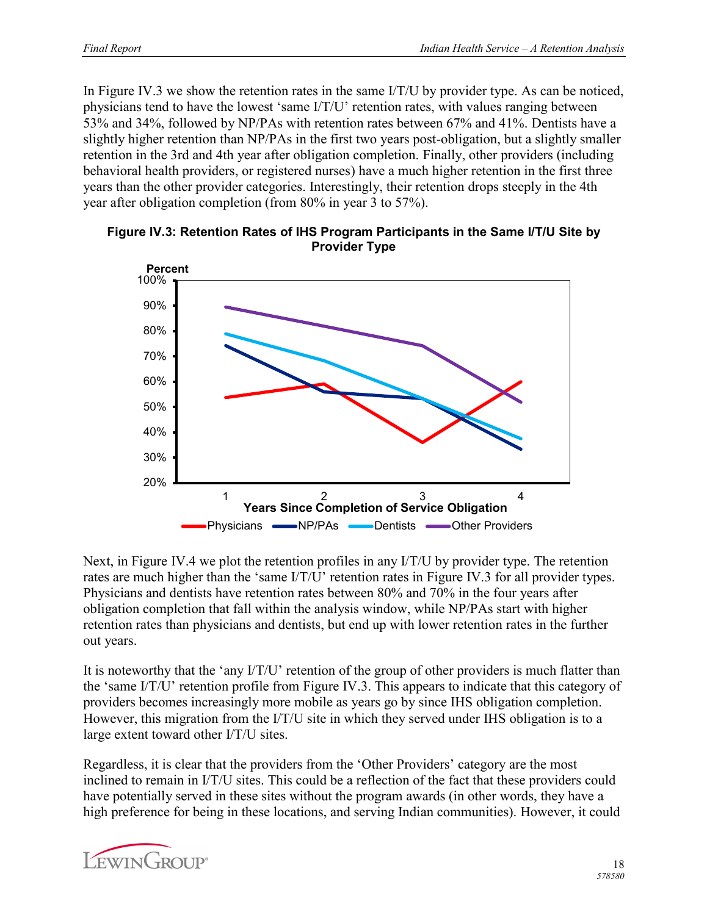In Figure IV.3 we show the retention rates in the same I/T/U by provider type. As can be noticed, physicians tend to have the lowest 'same I/T/U' retention rates, with values ranging between 53% and 34%, followed by NP/PAs with retention rates between 67% and 41%. Dentists have a slightly higher retention than NP/PAs in the first two years post-obligation, but a slightly smaller retention in the 3rd and 4th year after obligation completion. Finally, other providers (including behavioral health providers, or registered nurses) have a much higher retention in the first three years than the other provider categories. Interestingly, their retention drops steeply in the 4th year after obligation completion (from 80% in year 3 to 57%).

**Figure IV.3: Retention Rates of IHS Program Participants in the Same I/T/U Site by Provider Type**

Next, in Figure IV.4 we plot the retention profiles in any I/T/U by provider type. The retention rates are much higher than the 'same I/T/U' retention rates in Figure IV.3 for all provider types. Physicians and dentists have retention rates between 80% and 70% in the four years after obligation completion that fall within the analysis window, while NP/PAs start with higher retention rates than physicians and dentists, but end up with lower retention rates in the further out years.

It is noteworthy that the 'any I/T/U' retention of the group of other providers is much flatter than the 'same I/T/U' retention profile from Figure IV.3. This appears to indicate that this category of providers becomes increasingly more mobile as years go by since IHS obligation completion. However, this migration from the I/T/U site in which they served under IHS obligation is to a large extent toward other I/T/U sites.

Regardless, it is clear that the providers from the 'Other Providers' category are the most inclined to remain in I/T/U sites. This could be a reflection of the fact that these providers could have potentially served in these sites without the program awards (in other words, they have a high preference for being in these locations, and serving Indian communities). However, it could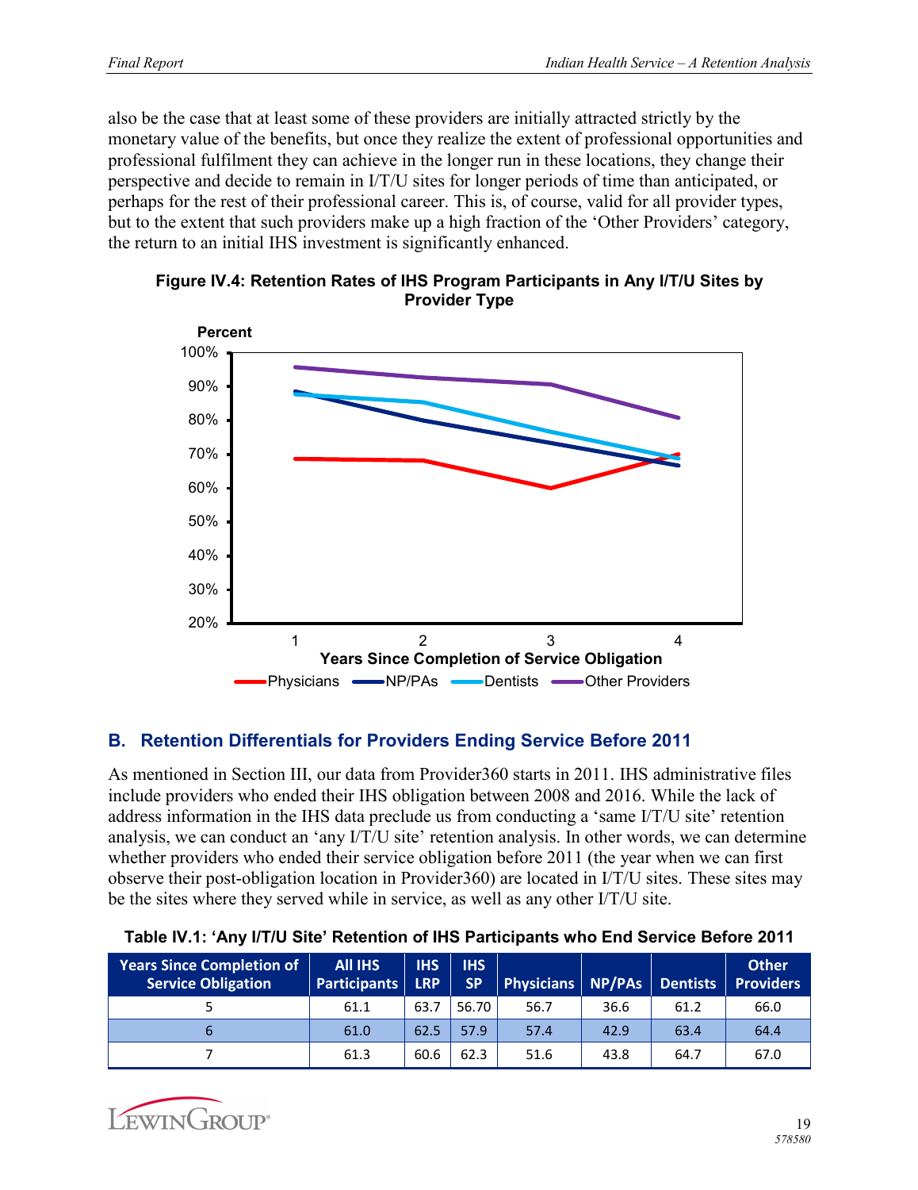also be the case that at least some of these providers are initially attracted strictly by the monetary value of the benefits, but once they realize the extent of professional opportunities and professional fulfilment they can achieve in the longer run in these locations, they change their perspective and decide to remain in I/T/U sites for longer periods of time than anticipated, or perhaps for the rest of their professional career. This is, of course, valid for all provider types, but to the extent that such providers make up a high fraction of the 'Other Providers' category, the return to an initial IHS investment is significantly enhanced.

**Figure IV.4: Retention Rates of IHS Program Participants in Any I/T/U Sites by Provider Type**

## B. Retention Differentials for Providers Ending Service Before 2011

As mentioned in Section III, our data from Provider360 starts in 2011. IHS administrative files include providers who ended their IHS obligation between 2008 and 2016. While the lack of address information in the IHS data preclude us from conducting a 'same I/T/U site' retention analysis, we can conduct an 'any I/T/U site' retention analysis. In other words, we can determine whether providers who ended their service obligation before 2011 (the year when we can first observe their post-obligation location in Provider360) are located in I/T/U sites. These sites may be the sites where they served while in service, as well as any other I/T/U site.

**Table IV.1: 'Any I/T/U Site' Retention of IHS Participants who End Service Before 2011**

| Years Since Completion of Service Obligation | All IHS Participants | IHS LRP | IHS SP | Physicians | NP/PAs | Dentists | Other Providers |
|---|---|---|---|---|---|---|---|
| 5 | 61.1 | 63.7 | 56.70 | 56.7 | 36.6 | 61.2 | 66.0 |
| 6 | 61.0 | 62.5 | 57.9 | 57.4 | 42.9 | 63.4 | 64.4 |
| 7 | 61.3 | 60.6 | 62.3 | 51.6 | 43.8 | 64.7 | 67.0 |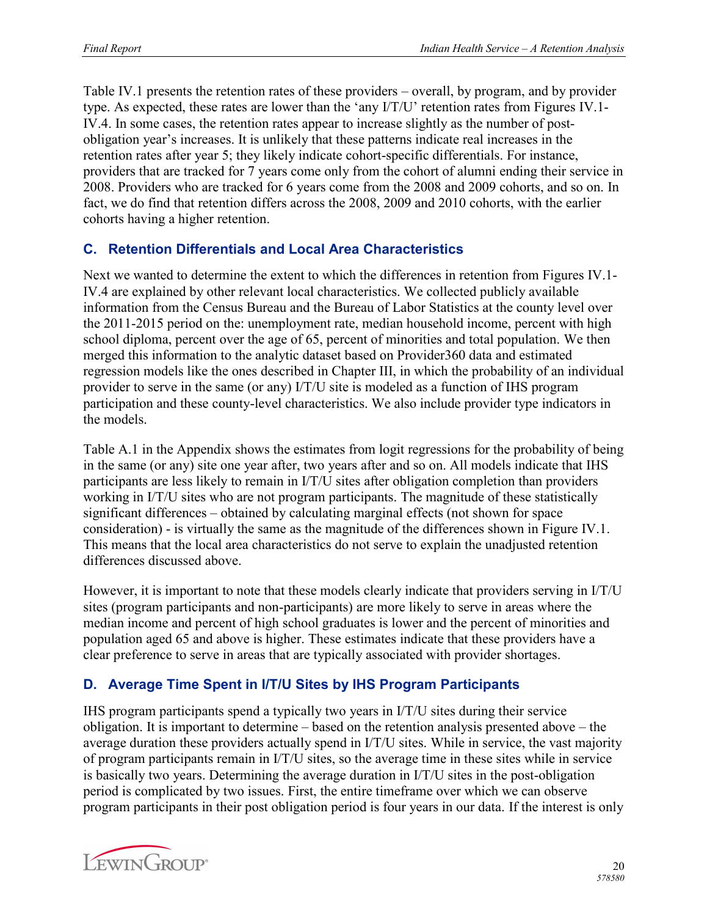Table IV.1 presents the retention rates of these providers – overall, by program, and by provider type. As expected, these rates are lower than the 'any I/T/U' retention rates from Figures IV.1-IV.4. In some cases, the retention rates appear to increase slightly as the number of post-obligation year's increases. It is unlikely that these patterns indicate real increases in the retention rates after year 5; they likely indicate cohort-specific differentials. For instance, providers that are tracked for 7 years come only from the cohort of alumni ending their service in 2008. Providers who are tracked for 6 years come from the 2008 and 2009 cohorts, and so on. In fact, we do find that retention differs across the 2008, 2009 and 2010 cohorts, with the earlier cohorts having a higher retention.

## C. Retention Differentials and Local Area Characteristics

Next we wanted to determine the extent to which the differences in retention from Figures IV.1-IV.4 are explained by other relevant local characteristics. We collected publicly available information from the Census Bureau and the Bureau of Labor Statistics at the county level over the 2011-2015 period on the: unemployment rate, median household income, percent with high school diploma, percent over the age of 65, percent of minorities and total population. We then merged this information to the analytic dataset based on Provider360 data and estimated regression models like the ones described in Chapter III, in which the probability of an individual provider to serve in the same (or any) I/T/U site is modeled as a function of IHS program participation and these county-level characteristics. We also include provider type indicators in the models.

Table A.1 in the Appendix shows the estimates from logit regressions for the probability of being in the same (or any) site one year after, two years after and so on. All models indicate that IHS participants are less likely to remain in I/T/U sites after obligation completion than providers working in I/T/U sites who are not program participants. The magnitude of these statistically significant differences – obtained by calculating marginal effects (not shown for space consideration) - is virtually the same as the magnitude of the differences shown in Figure IV.1. This means that the local area characteristics do not serve to explain the unadjusted retention differences discussed above.

However, it is important to note that these models clearly indicate that providers serving in I/T/U sites (program participants and non-participants) are more likely to serve in areas where the median income and percent of high school graduates is lower and the percent of minorities and population aged 65 and above is higher. These estimates indicate that these providers have a clear preference to serve in areas that are typically associated with provider shortages.

## D. Average Time Spent in I/T/U Sites by IHS Program Participants

IHS program participants spend a typically two years in I/T/U sites during their service obligation. It is important to determine – based on the retention analysis presented above – the average duration these providers actually spend in I/T/U sites. While in service, the vast majority of program participants remain in I/T/U sites, so the average time in these sites while in service is basically two years. Determining the average duration in I/T/U sites in the post-obligation period is complicated by two issues. First, the entire timeframe over which we can observe program participants in their post obligation period is four years in our data. If the interest is only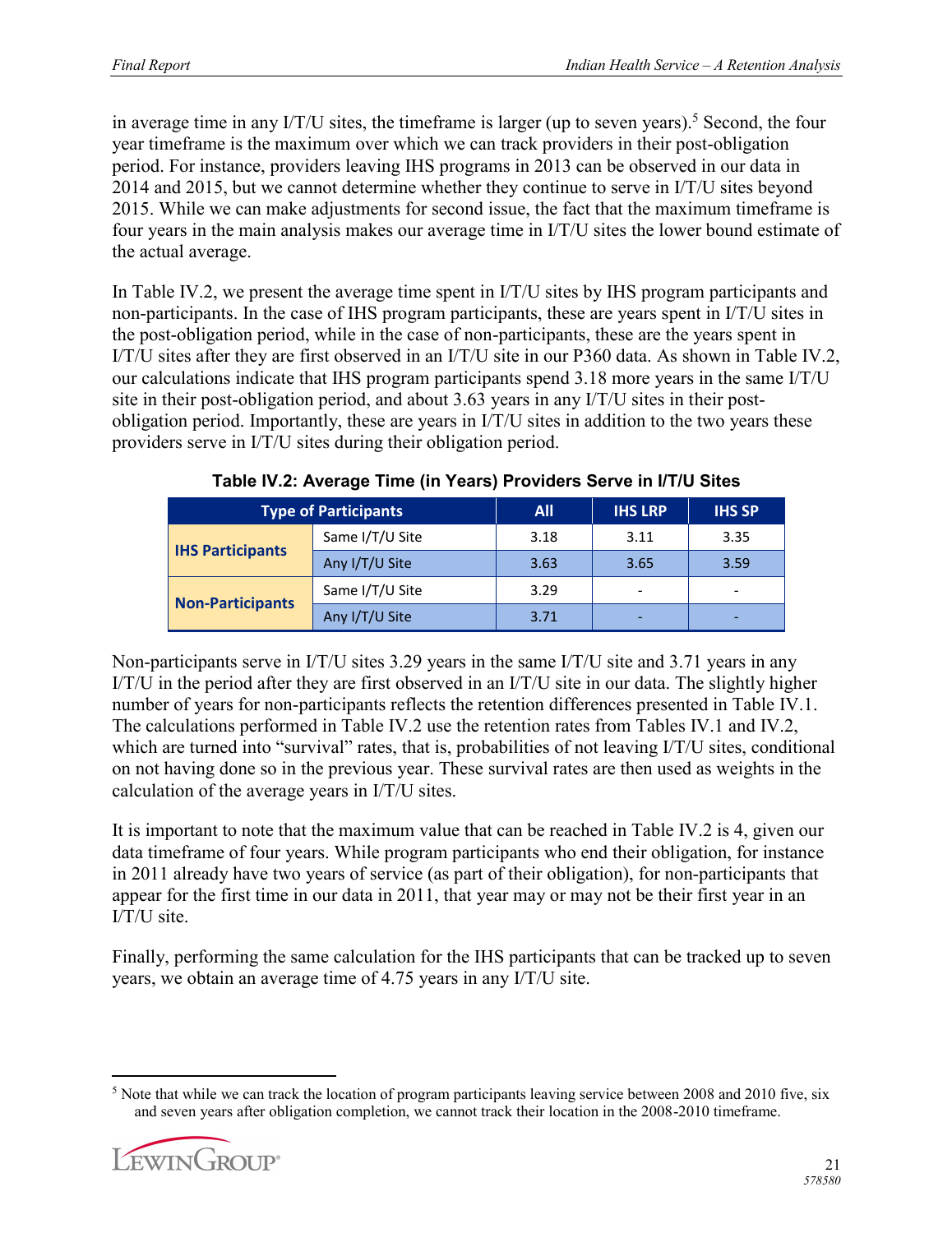in average time in any I/T/U sites, the timeframe is larger (up to seven years).[5] Second, the four year timeframe is the maximum over which we can track providers in their post-obligation period. For instance, providers leaving IHS programs in 2013 can be observed in our data in 2014 and 2015, but we cannot determine whether they continue to serve in I/T/U sites beyond 2015. While we can make adjustments for second issue, the fact that the maximum timeframe is four years in the main analysis makes our average time in I/T/U sites the lower bound estimate of the actual average.

In Table IV.2, we present the average time spent in I/T/U sites by IHS program participants and non-participants. In the case of IHS program participants, these are years spent in I/T/U sites in the post-obligation period, while in the case of non-participants, these are the years spent in I/T/U sites after they are first observed in an I/T/U site in our P360 data. As shown in Table IV.2, our calculations indicate that IHS program participants spend 3.18 more years in the same I/T/U site in their post-obligation period, and about 3.63 years in any I/T/U sites in their post-obligation period. Importantly, these are years in I/T/U sites in addition to the two years these providers serve in I/T/U sites during their obligation period.

**Table IV.2: Average Time (in Years) Providers Serve in I/T/U Sites**

| Type of Participants | | All | IHS LRP | IHS SP |
|---|---|---|---|---|
| **IHS Participants** | Same I/T/U Site | 3.18 | 3.11 | 3.35 |
| | Any I/T/U Site | 3.63 | 3.65 | 3.59 |
| **Non-Participants** | Same I/T/U Site | 3.29 | - | - |
| | Any I/T/U Site | 3.71 | - | - |

Non-participants serve in I/T/U sites 3.29 years in the same I/T/U site and 3.71 years in any I/T/U in the period after they are first observed in an I/T/U site in our data. The slightly higher number of years for non-participants reflects the retention differences presented in Table IV.1. The calculations performed in Table IV.2 use the retention rates from Tables IV.1 and IV.2, which are turned into "survival" rates, that is, probabilities of not leaving I/T/U sites, conditional on not having done so in the previous year. These survival rates are then used as weights in the calculation of the average years in I/T/U sites.

It is important to note that the maximum value that can be reached in Table IV.2 is 4, given our data timeframe of four years. While program participants who end their obligation, for instance in 2011 already have two years of service (as part of their obligation), for non-participants that appear for the first time in our data in 2011, that year may or may not be their first year in an I/T/U site.

Finally, performing the same calculation for the IHS participants that can be tracked up to seven years, we obtain an average time of 4.75 years in any I/T/U site.

[5] Note that while we can track the location of program participants leaving service between 2008 and 2010 five, six and seven years after obligation completion, we cannot track their location in the 2008-2010 timeframe.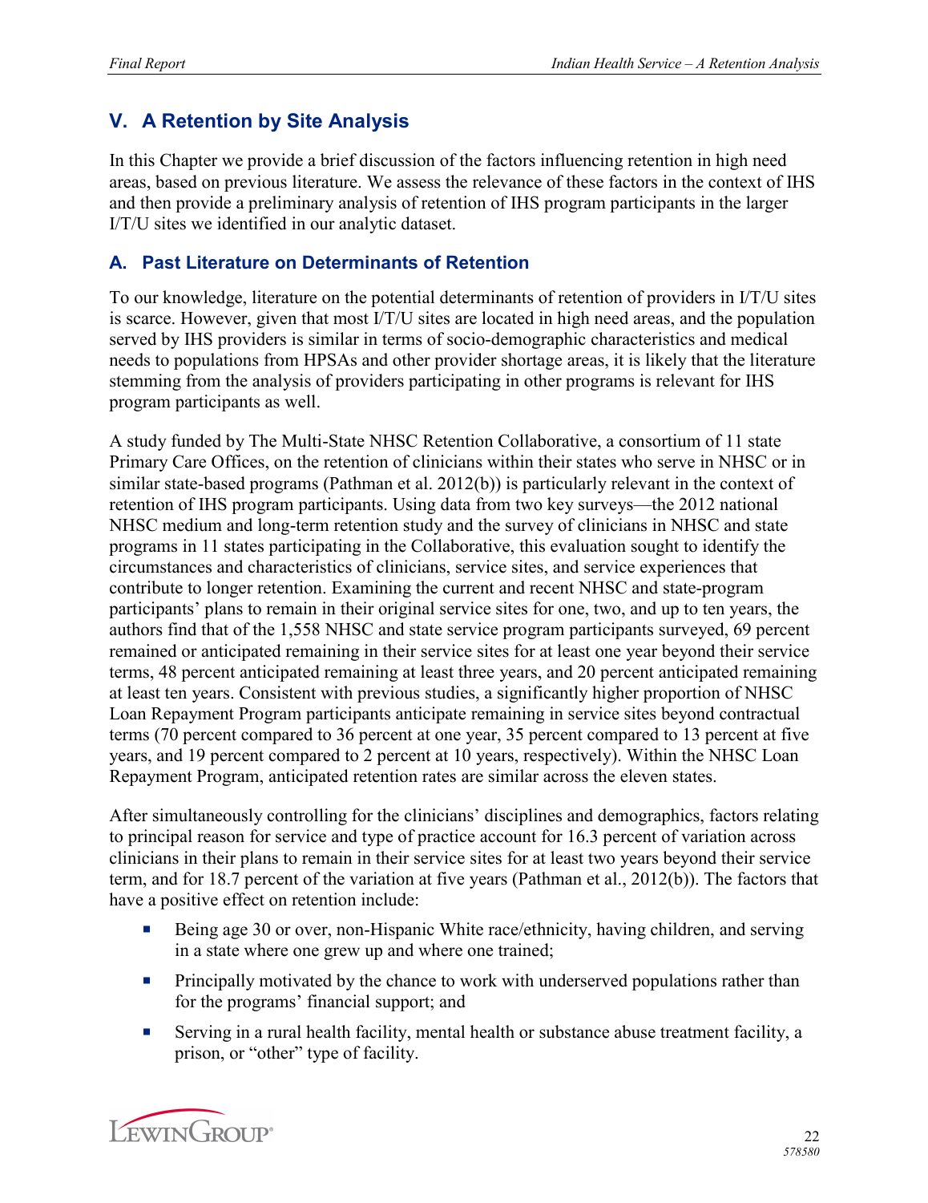## V. A Retention by Site Analysis

In this Chapter we provide a brief discussion of the factors influencing retention in high need areas, based on previous literature. We assess the relevance of these factors in the context of IHS and then provide a preliminary analysis of retention of IHS program participants in the larger I/T/U sites we identified in our analytic dataset.

### A. Past Literature on Determinants of Retention

To our knowledge, literature on the potential determinants of retention of providers in I/T/U sites is scarce. However, given that most I/T/U sites are located in high need areas, and the population served by IHS providers is similar in terms of socio-demographic characteristics and medical needs to populations from HPSAs and other provider shortage areas, it is likely that the literature stemming from the analysis of providers participating in other programs is relevant for IHS program participants as well.

A study funded by The Multi-State NHSC Retention Collaborative, a consortium of 11 state Primary Care Offices, on the retention of clinicians within their states who serve in NHSC or in similar state-based programs (Pathman et al. 2012(b)) is particularly relevant in the context of retention of IHS program participants. Using data from two key surveys—the 2012 national NHSC medium and long-term retention study and the survey of clinicians in NHSC and state programs in 11 states participating in the Collaborative, this evaluation sought to identify the circumstances and characteristics of clinicians, service sites, and service experiences that contribute to longer retention. Examining the current and recent NHSC and state-program participants' plans to remain in their original service sites for one, two, and up to ten years, the authors find that of the 1,558 NHSC and state service program participants surveyed, 69 percent remained or anticipated remaining in their service sites for at least one year beyond their service terms, 48 percent anticipated remaining at least three years, and 20 percent anticipated remaining at least ten years. Consistent with previous studies, a significantly higher proportion of NHSC Loan Repayment Program participants anticipate remaining in service sites beyond contractual terms (70 percent compared to 36 percent at one year, 35 percent compared to 13 percent at five years, and 19 percent compared to 2 percent at 10 years, respectively). Within the NHSC Loan Repayment Program, anticipated retention rates are similar across the eleven states.

After simultaneously controlling for the clinicians' disciplines and demographics, factors relating to principal reason for service and type of practice account for 16.3 percent of variation across clinicians in their plans to remain in their service sites for at least two years beyond their service term, and for 18.7 percent of the variation at five years (Pathman et al., 2012(b)). The factors that have a positive effect on retention include:

- Being age 30 or over, non-Hispanic White race/ethnicity, having children, and serving in a state where one grew up and where one trained;
- Principally motivated by the chance to work with underserved populations rather than for the programs' financial support; and
- Serving in a rural health facility, mental health or substance abuse treatment facility, a prison, or "other" type of facility.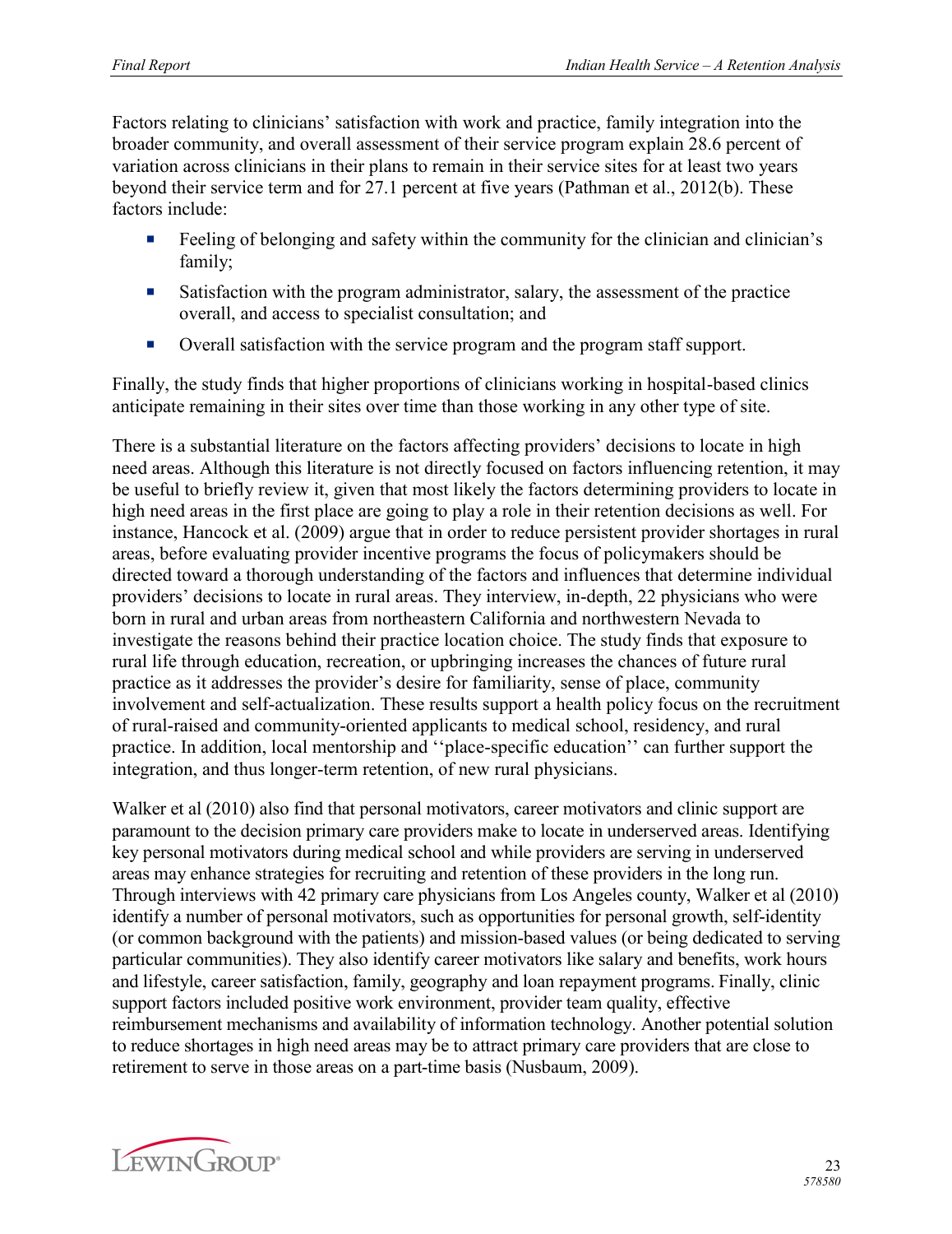Factors relating to clinicians' satisfaction with work and practice, family integration into the broader community, and overall assessment of their service program explain 28.6 percent of variation across clinicians in their plans to remain in their service sites for at least two years beyond their service term and for 27.1 percent at five years (Pathman et al., 2012(b). These factors include:

- Feeling of belonging and safety within the community for the clinician and clinician's family;
- Satisfaction with the program administrator, salary, the assessment of the practice overall, and access to specialist consultation; and
- Overall satisfaction with the service program and the program staff support.

Finally, the study finds that higher proportions of clinicians working in hospital-based clinics anticipate remaining in their sites over time than those working in any other type of site.

There is a substantial literature on the factors affecting providers' decisions to locate in high need areas. Although this literature is not directly focused on factors influencing retention, it may be useful to briefly review it, given that most likely the factors determining providers to locate in high need areas in the first place are going to play a role in their retention decisions as well. For instance, Hancock et al. (2009) argue that in order to reduce persistent provider shortages in rural areas, before evaluating provider incentive programs the focus of policymakers should be directed toward a thorough understanding of the factors and influences that determine individual providers' decisions to locate in rural areas. They interview, in-depth, 22 physicians who were born in rural and urban areas from northeastern California and northwestern Nevada to investigate the reasons behind their practice location choice. The study finds that exposure to rural life through education, recreation, or upbringing increases the chances of future rural practice as it addresses the provider's desire for familiarity, sense of place, community involvement and self-actualization. These results support a health policy focus on the recruitment of rural-raised and community-oriented applicants to medical school, residency, and rural practice. In addition, local mentorship and ''place-specific education'' can further support the integration, and thus longer-term retention, of new rural physicians.

Walker et al (2010) also find that personal motivators, career motivators and clinic support are paramount to the decision primary care providers make to locate in underserved areas. Identifying key personal motivators during medical school and while providers are serving in underserved areas may enhance strategies for recruiting and retention of these providers in the long run. Through interviews with 42 primary care physicians from Los Angeles county, Walker et al (2010) identify a number of personal motivators, such as opportunities for personal growth, self-identity (or common background with the patients) and mission-based values (or being dedicated to serving particular communities). They also identify career motivators like salary and benefits, work hours and lifestyle, career satisfaction, family, geography and loan repayment programs. Finally, clinic support factors included positive work environment, provider team quality, effective reimbursement mechanisms and availability of information technology. Another potential solution to reduce shortages in high need areas may be to attract primary care providers that are close to retirement to serve in those areas on a part-time basis (Nusbaum, 2009).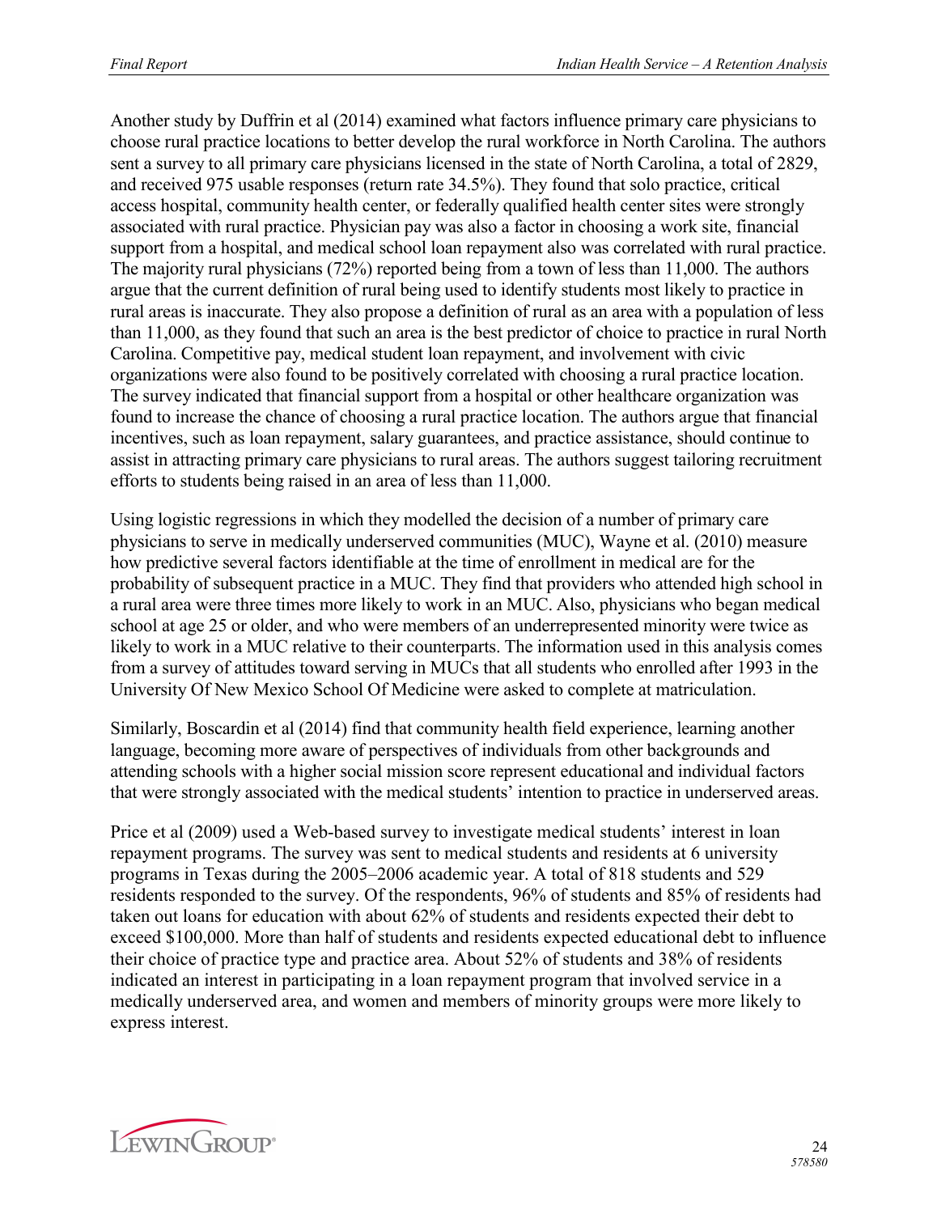Another study by Duffrin et al (2014) examined what factors influence primary care physicians to choose rural practice locations to better develop the rural workforce in North Carolina. The authors sent a survey to all primary care physicians licensed in the state of North Carolina, a total of 2829, and received 975 usable responses (return rate 34.5%). They found that solo practice, critical access hospital, community health center, or federally qualified health center sites were strongly associated with rural practice. Physician pay was also a factor in choosing a work site, financial support from a hospital, and medical school loan repayment also was correlated with rural practice. The majority rural physicians (72%) reported being from a town of less than 11,000. The authors argue that the current definition of rural being used to identify students most likely to practice in rural areas is inaccurate. They also propose a definition of rural as an area with a population of less than 11,000, as they found that such an area is the best predictor of choice to practice in rural North Carolina. Competitive pay, medical student loan repayment, and involvement with civic organizations were also found to be positively correlated with choosing a rural practice location. The survey indicated that financial support from a hospital or other healthcare organization was found to increase the chance of choosing a rural practice location. The authors argue that financial incentives, such as loan repayment, salary guarantees, and practice assistance, should continue to assist in attracting primary care physicians to rural areas. The authors suggest tailoring recruitment efforts to students being raised in an area of less than 11,000.

Using logistic regressions in which they modelled the decision of a number of primary care physicians to serve in medically underserved communities (MUC), Wayne et al. (2010) measure how predictive several factors identifiable at the time of enrollment in medical are for the probability of subsequent practice in a MUC. They find that providers who attended high school in a rural area were three times more likely to work in an MUC. Also, physicians who began medical school at age 25 or older, and who were members of an underrepresented minority were twice as likely to work in a MUC relative to their counterparts. The information used in this analysis comes from a survey of attitudes toward serving in MUCs that all students who enrolled after 1993 in the University Of New Mexico School Of Medicine were asked to complete at matriculation.

Similarly, Boscardin et al (2014) find that community health field experience, learning another language, becoming more aware of perspectives of individuals from other backgrounds and attending schools with a higher social mission score represent educational and individual factors that were strongly associated with the medical students' intention to practice in underserved areas.

Price et al (2009) used a Web-based survey to investigate medical students' interest in loan repayment programs. The survey was sent to medical students and residents at 6 university programs in Texas during the 2005–2006 academic year. A total of 818 students and 529 residents responded to the survey. Of the respondents, 96% of students and 85% of residents had taken out loans for education with about 62% of students and residents expected their debt to exceed $100,000. More than half of students and residents expected educational debt to influence their choice of practice type and practice area. About 52% of students and 38% of residents indicated an interest in participating in a loan repayment program that involved service in a medically underserved area, and women and members of minority groups were more likely to express interest.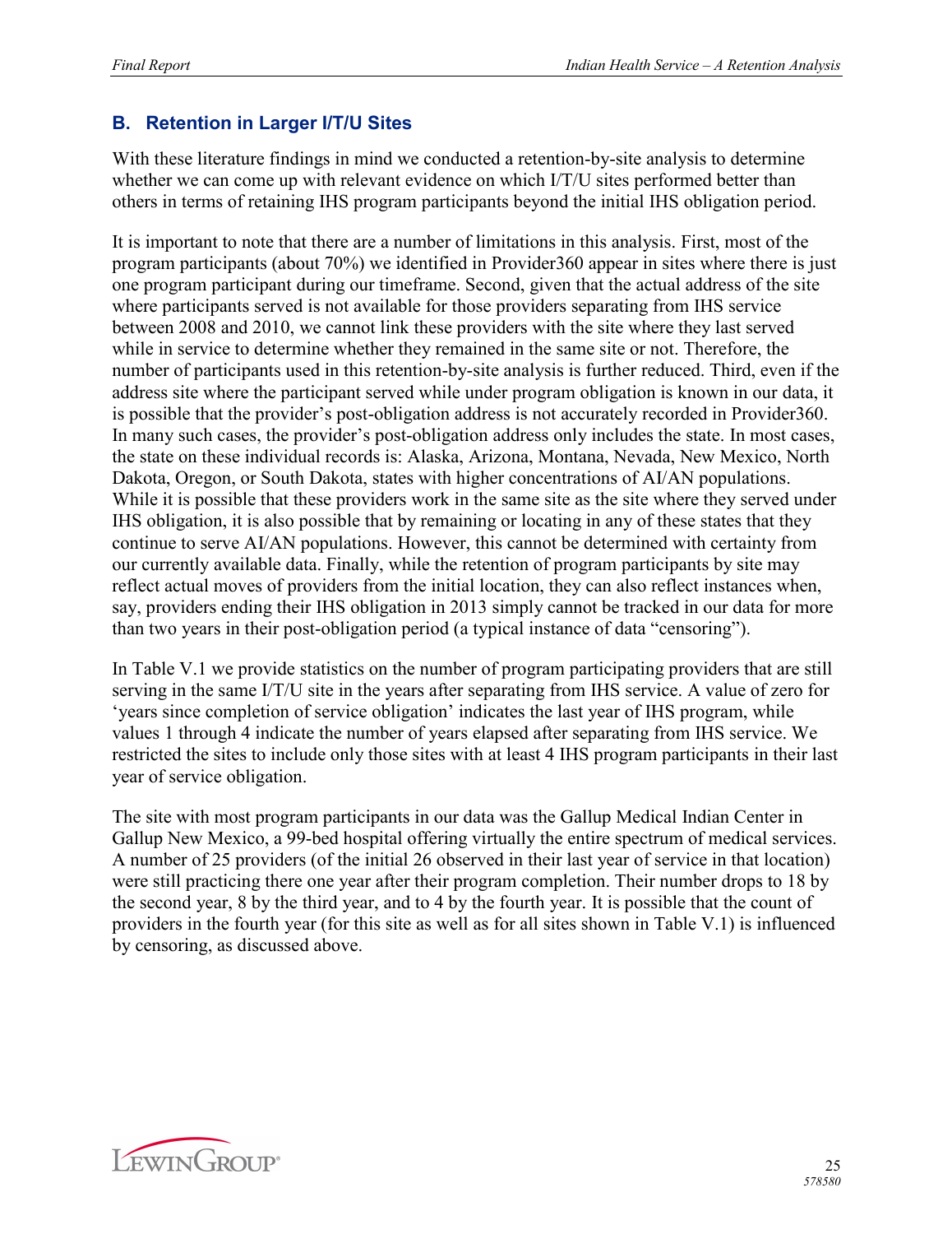## B. Retention in Larger I/T/U Sites

With these literature findings in mind we conducted a retention-by-site analysis to determine whether we can come up with relevant evidence on which I/T/U sites performed better than others in terms of retaining IHS program participants beyond the initial IHS obligation period.

It is important to note that there are a number of limitations in this analysis. First, most of the program participants (about 70%) we identified in Provider360 appear in sites where there is just one program participant during our timeframe. Second, given that the actual address of the site where participants served is not available for those providers separating from IHS service between 2008 and 2010, we cannot link these providers with the site where they last served while in service to determine whether they remained in the same site or not. Therefore, the number of participants used in this retention-by-site analysis is further reduced. Third, even if the address site where the participant served while under program obligation is known in our data, it is possible that the provider's post-obligation address is not accurately recorded in Provider360. In many such cases, the provider's post-obligation address only includes the state. In most cases, the state on these individual records is: Alaska, Arizona, Montana, Nevada, New Mexico, North Dakota, Oregon, or South Dakota, states with higher concentrations of AI/AN populations. While it is possible that these providers work in the same site as the site where they served under IHS obligation, it is also possible that by remaining or locating in any of these states that they continue to serve AI/AN populations. However, this cannot be determined with certainty from our currently available data. Finally, while the retention of program participants by site may reflect actual moves of providers from the initial location, they can also reflect instances when, say, providers ending their IHS obligation in 2013 simply cannot be tracked in our data for more than two years in their post-obligation period (a typical instance of data "censoring").

In Table V.1 we provide statistics on the number of program participating providers that are still serving in the same I/T/U site in the years after separating from IHS service. A value of zero for 'years since completion of service obligation' indicates the last year of IHS program, while values 1 through 4 indicate the number of years elapsed after separating from IHS service. We restricted the sites to include only those sites with at least 4 IHS program participants in their last year of service obligation.

The site with most program participants in our data was the Gallup Medical Indian Center in Gallup New Mexico, a 99-bed hospital offering virtually the entire spectrum of medical services. A number of 25 providers (of the initial 26 observed in their last year of service in that location) were still practicing there one year after their program completion. Their number drops to 18 by the second year, 8 by the third year, and to 4 by the fourth year. It is possible that the count of providers in the fourth year (for this site as well as for all sites shown in Table V.1) is influenced by censoring, as discussed above.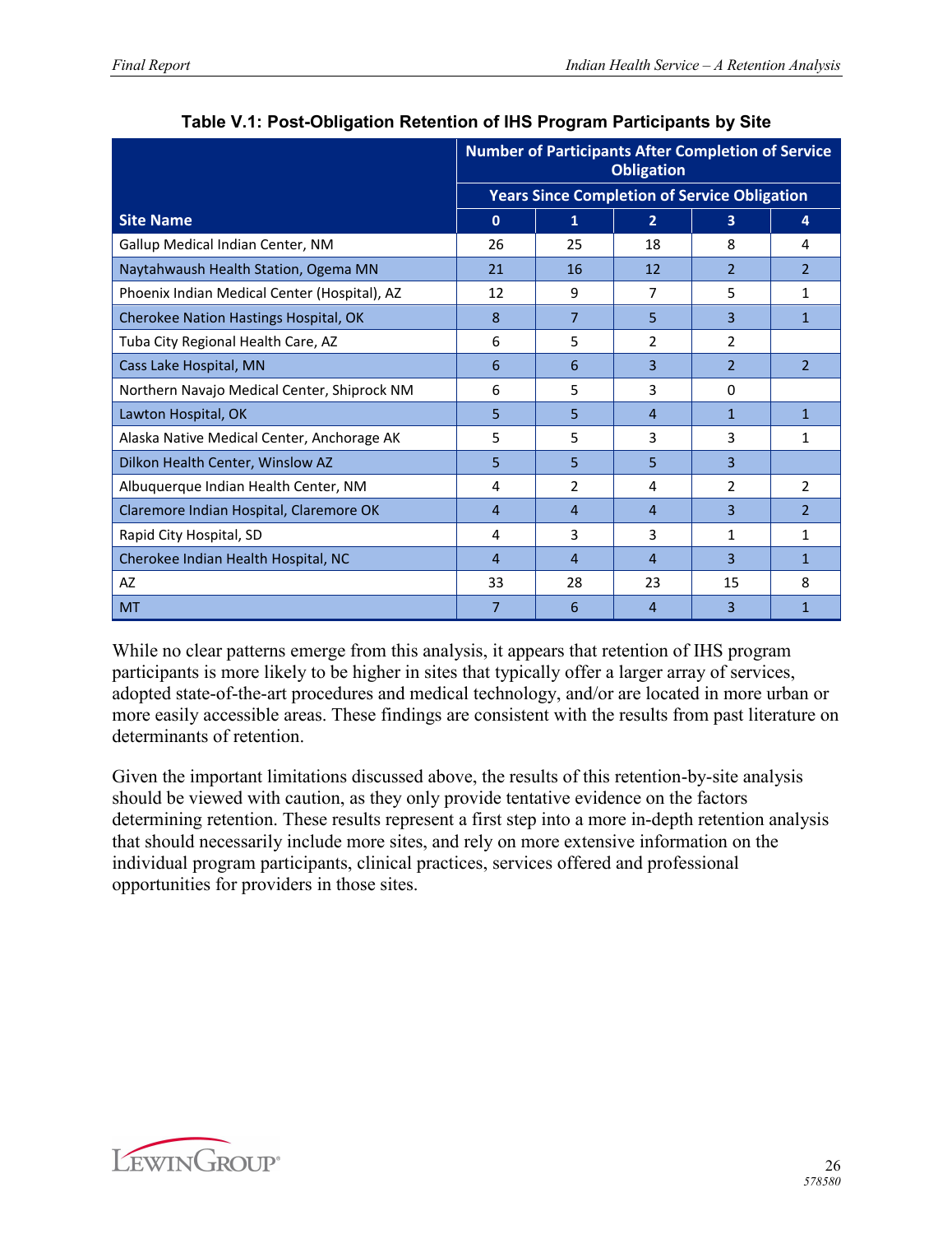**Table V.1: Post-Obligation Retention of IHS Program Participants by Site**

| Site Name | Number of Participants After Completion of Service Obligation | | | | |
|---|---|---|---|---|---|
| | Years Since Completion of Service Obligation | | | | |
| | 0 | 1 | 2 | 3 | 4 |
| Gallup Medical Indian Center, NM | 26 | 25 | 18 | 8 | 4 |
| Naytahwaush Health Station, Ogema MN | 21 | 16 | 12 | 2 | 2 |
| Phoenix Indian Medical Center (Hospital), AZ | 12 | 9 | 7 | 5 | 1 |
| Cherokee Nation Hastings Hospital, OK | 8 | 7 | 5 | 3 | 1 |
| Tuba City Regional Health Care, AZ | 6 | 5 | 2 | 2 | |
| Cass Lake Hospital, MN | 6 | 6 | 3 | 2 | 2 |
| Northern Navajo Medical Center, Shiprock NM | 6 | 5 | 3 | 0 | |
| Lawton Hospital, OK | 5 | 5 | 4 | 1 | 1 |
| Alaska Native Medical Center, Anchorage AK | 5 | 5 | 3 | 3 | 1 |
| Dilkon Health Center, Winslow AZ | 5 | 5 | 5 | 3 | |
| Albuquerque Indian Health Center, NM | 4 | 2 | 4 | 2 | 2 |
| Claremore Indian Hospital, Claremore OK | 4 | 4 | 4 | 3 | 2 |
| Rapid City Hospital, SD | 4 | 3 | 3 | 1 | 1 |
| Cherokee Indian Health Hospital, NC | 4 | 4 | 4 | 3 | 1 |
| AZ | 33 | 28 | 23 | 15 | 8 |
| MT | 7 | 6 | 4 | 3 | 1 |

While no clear patterns emerge from this analysis, it appears that retention of IHS program participants is more likely to be higher in sites that typically offer a larger array of services, adopted state-of-the-art procedures and medical technology, and/or are located in more urban or more easily accessible areas. These findings are consistent with the results from past literature on determinants of retention.

Given the important limitations discussed above, the results of this retention-by-site analysis should be viewed with caution, as they only provide tentative evidence on the factors determining retention. These results represent a first step into a more in-depth retention analysis that should necessarily include more sites, and rely on more extensive information on the individual program participants, clinical practices, services offered and professional opportunities for providers in those sites.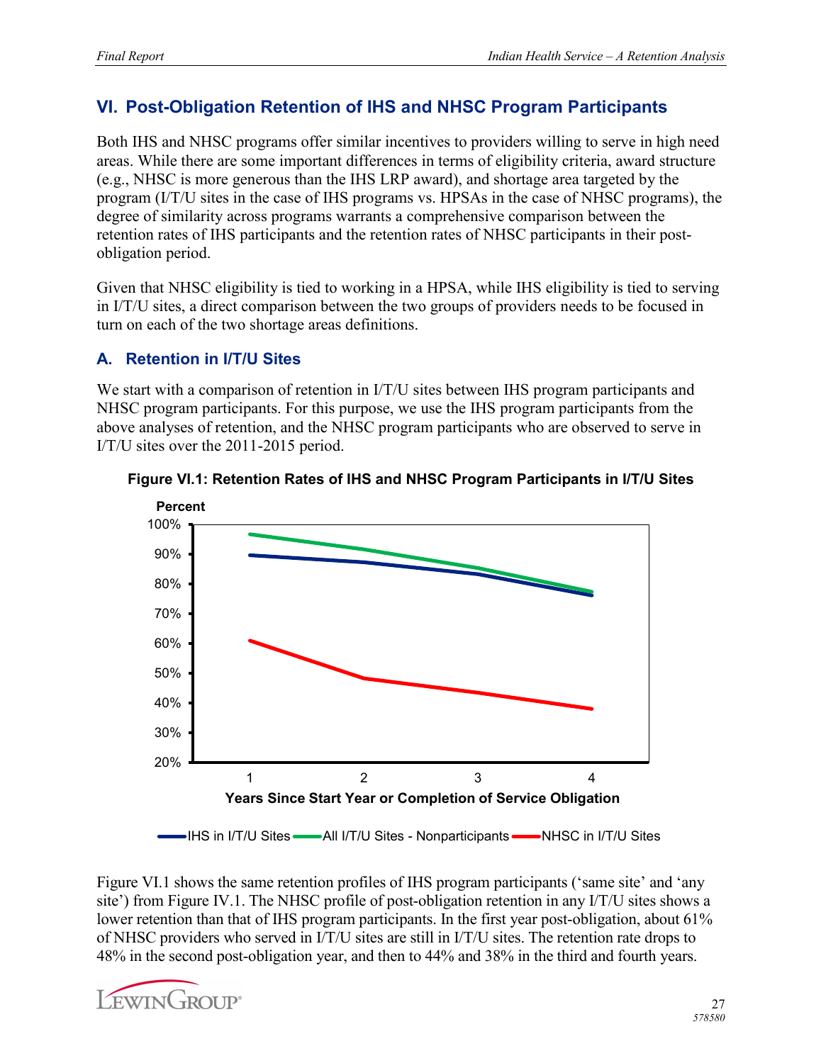## VI. Post-Obligation Retention of IHS and NHSC Program Participants

Both IHS and NHSC programs offer similar incentives to providers willing to serve in high need areas. While there are some important differences in terms of eligibility criteria, award structure (e.g., NHSC is more generous than the IHS LRP award), and shortage area targeted by the program (I/T/U sites in the case of IHS programs vs. HPSAs in the case of NHSC programs), the degree of similarity across programs warrants a comprehensive comparison between the retention rates of IHS participants and the retention rates of NHSC participants in their post-obligation period.

Given that NHSC eligibility is tied to working in a HPSA, while IHS eligibility is tied to serving in I/T/U sites, a direct comparison between the two groups of providers needs to be focused in turn on each of the two shortage areas definitions.

### A. Retention in I/T/U Sites

We start with a comparison of retention in I/T/U sites between IHS program participants and NHSC program participants. For this purpose, we use the IHS program participants from the above analyses of retention, and the NHSC program participants who are observed to serve in I/T/U sites over the 2011-2015 period.

**Figure VI.1: Retention Rates of IHS and NHSC Program Participants in I/T/U Sites**

Figure VI.1 shows the same retention profiles of IHS program participants ('same site' and 'any site') from Figure IV.1. The NHSC profile of post-obligation retention in any I/T/U sites shows a lower retention than that of IHS program participants. In the first year post-obligation, about 61% of NHSC providers who served in I/T/U sites are still in I/T/U sites. The retention rate drops to 48% in the second post-obligation year, and then to 44% and 38% in the third and fourth years.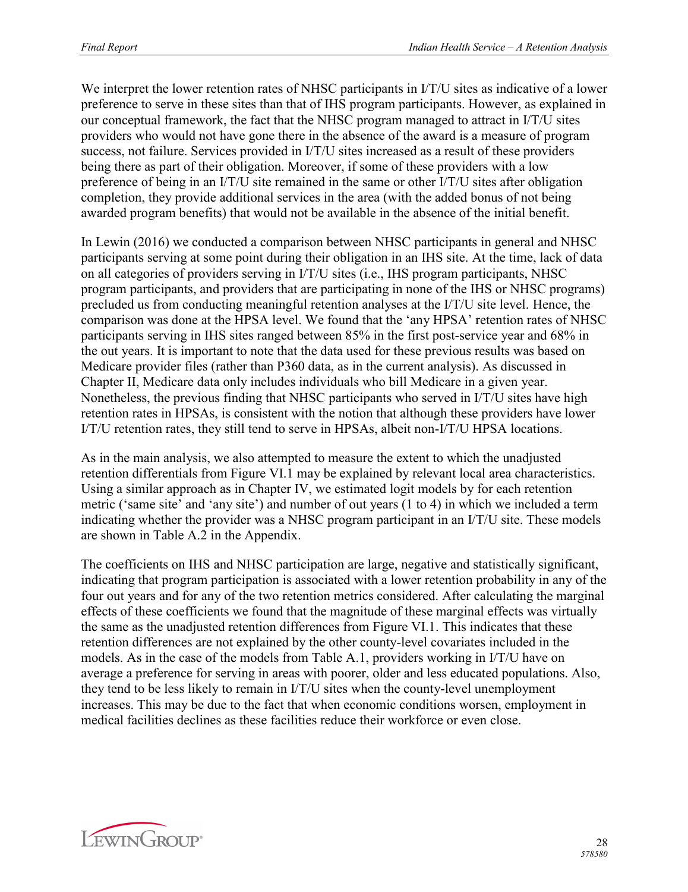We interpret the lower retention rates of NHSC participants in I/T/U sites as indicative of a lower preference to serve in these sites than that of IHS program participants. However, as explained in our conceptual framework, the fact that the NHSC program managed to attract in I/T/U sites providers who would not have gone there in the absence of the award is a measure of program success, not failure. Services provided in I/T/U sites increased as a result of these providers being there as part of their obligation. Moreover, if some of these providers with a low preference of being in an I/T/U site remained in the same or other I/T/U sites after obligation completion, they provide additional services in the area (with the added bonus of not being awarded program benefits) that would not be available in the absence of the initial benefit.

In Lewin (2016) we conducted a comparison between NHSC participants in general and NHSC participants serving at some point during their obligation in an IHS site. At the time, lack of data on all categories of providers serving in I/T/U sites (i.e., IHS program participants, NHSC program participants, and providers that are participating in none of the IHS or NHSC programs) precluded us from conducting meaningful retention analyses at the I/T/U site level. Hence, the comparison was done at the HPSA level. We found that the 'any HPSA' retention rates of NHSC participants serving in IHS sites ranged between 85% in the first post-service year and 68% in the out years. It is important to note that the data used for these previous results was based on Medicare provider files (rather than P360 data, as in the current analysis). As discussed in Chapter II, Medicare data only includes individuals who bill Medicare in a given year. Nonetheless, the previous finding that NHSC participants who served in I/T/U sites have high retention rates in HPSAs, is consistent with the notion that although these providers have lower I/T/U retention rates, they still tend to serve in HPSAs, albeit non-I/T/U HPSA locations.

As in the main analysis, we also attempted to measure the extent to which the unadjusted retention differentials from Figure VI.1 may be explained by relevant local area characteristics. Using a similar approach as in Chapter IV, we estimated logit models by for each retention metric ('same site' and 'any site') and number of out years (1 to 4) in which we included a term indicating whether the provider was a NHSC program participant in an I/T/U site. These models are shown in Table A.2 in the Appendix.

The coefficients on IHS and NHSC participation are large, negative and statistically significant, indicating that program participation is associated with a lower retention probability in any of the four out years and for any of the two retention metrics considered. After calculating the marginal effects of these coefficients we found that the magnitude of these marginal effects was virtually the same as the unadjusted retention differences from Figure VI.1. This indicates that these retention differences are not explained by the other county-level covariates included in the models. As in the case of the models from Table A.1, providers working in I/T/U have on average a preference for serving in areas with poorer, older and less educated populations. Also, they tend to be less likely to remain in I/T/U sites when the county-level unemployment increases. This may be due to the fact that when economic conditions worsen, employment in medical facilities declines as these facilities reduce their workforce or even close.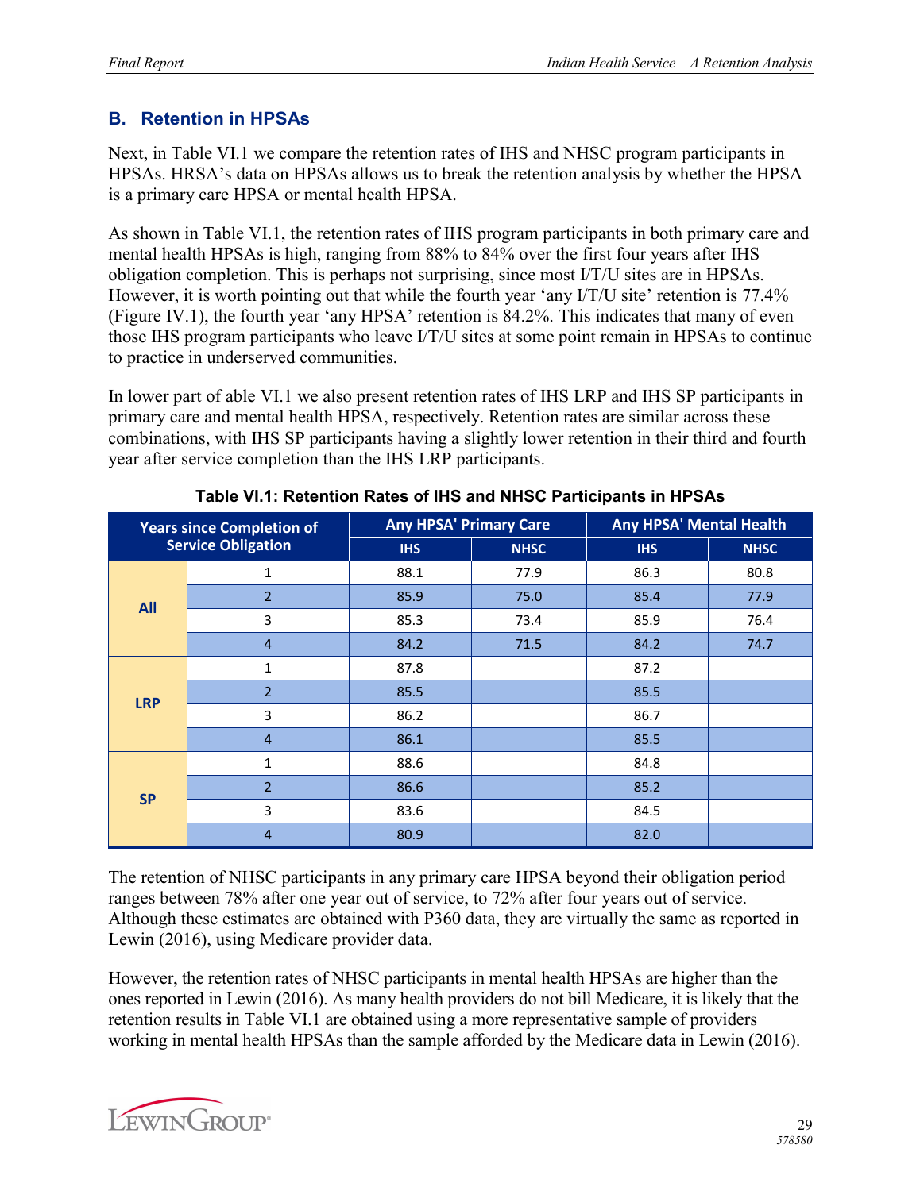## B. Retention in HPSAs

Next, in Table VI.1 we compare the retention rates of IHS and NHSC program participants in HPSAs. HRSA's data on HPSAs allows us to break the retention analysis by whether the HPSA is a primary care HPSA or mental health HPSA.

As shown in Table VI.1, the retention rates of IHS program participants in both primary care and mental health HPSAs is high, ranging from 88% to 84% over the first four years after IHS obligation completion. This is perhaps not surprising, since most I/T/U sites are in HPSAs. However, it is worth pointing out that while the fourth year 'any I/T/U site' retention is 77.4% (Figure IV.1), the fourth year 'any HPSA' retention is 84.2%. This indicates that many of even those IHS program participants who leave I/T/U sites at some point remain in HPSAs to continue to practice in underserved communities.

In lower part of able VI.1 we also present retention rates of IHS LRP and IHS SP participants in primary care and mental health HPSA, respectively. Retention rates are similar across these combinations, with IHS SP participants having a slightly lower retention in their third and fourth year after service completion than the IHS LRP participants.

**Table VI.1: Retention Rates of IHS and NHSC Participants in HPSAs**

| Years since Completion of Service Obligation | | Any HPSA' Primary Care | | Any HPSA' Mental Health | |
|---|---|---|---|---|---|
| | | IHS | NHSC | IHS | NHSC |
| All | 1 | 88.1 | 77.9 | 86.3 | 80.8 |
| | 2 | 85.9 | 75.0 | 85.4 | 77.9 |
| | 3 | 85.3 | 73.4 | 85.9 | 76.4 |
| | 4 | 84.2 | 71.5 | 84.2 | 74.7 |
| LRP | 1 | 87.8 | | 87.2 | |
| | 2 | 85.5 | | 85.5 | |
| | 3 | 86.2 | | 86.7 | |
| | 4 | 86.1 | | 85.5 | |
| SP | 1 | 88.6 | | 84.8 | |
| | 2 | 86.6 | | 85.2 | |
| | 3 | 83.6 | | 84.5 | |
| | 4 | 80.9 | | 82.0 | |

The retention of NHSC participants in any primary care HPSA beyond their obligation period ranges between 78% after one year out of service, to 72% after four years out of service. Although these estimates are obtained with P360 data, they are virtually the same as reported in Lewin (2016), using Medicare provider data.

However, the retention rates of NHSC participants in mental health HPSAs are higher than the ones reported in Lewin (2016). As many health providers do not bill Medicare, it is likely that the retention results in Table VI.1 are obtained using a more representative sample of providers working in mental health HPSAs than the sample afforded by the Medicare data in Lewin (2016).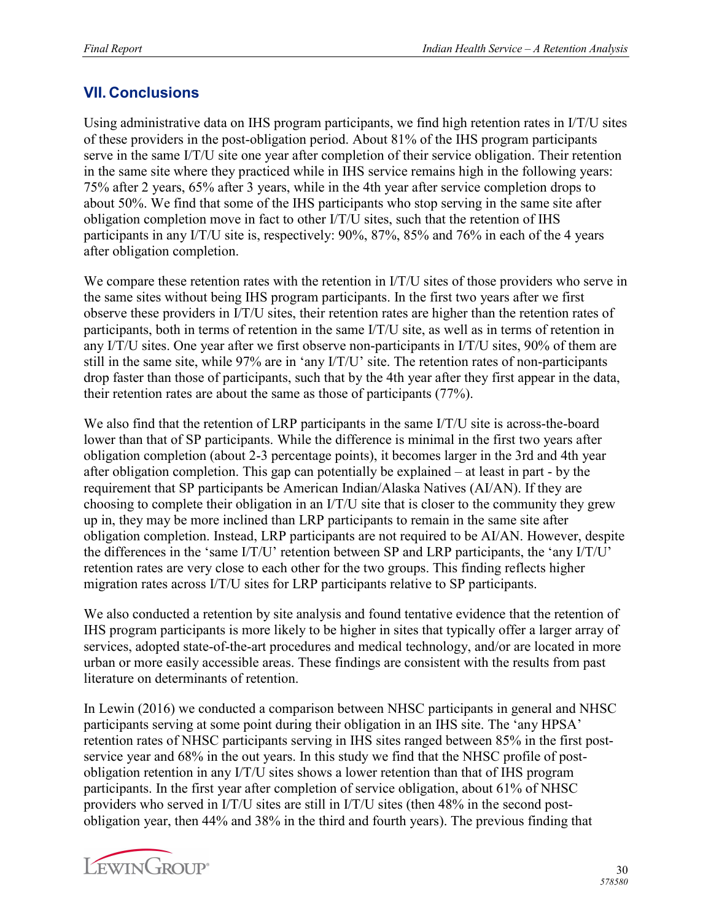## VII. Conclusions

Using administrative data on IHS program participants, we find high retention rates in I/T/U sites of these providers in the post-obligation period. About 81% of the IHS program participants serve in the same I/T/U site one year after completion of their service obligation. Their retention in the same site where they practiced while in IHS service remains high in the following years: 75% after 2 years, 65% after 3 years, while in the 4th year after service completion drops to about 50%. We find that some of the IHS participants who stop serving in the same site after obligation completion move in fact to other I/T/U sites, such that the retention of IHS participants in any I/T/U site is, respectively: 90%, 87%, 85% and 76% in each of the 4 years after obligation completion.

We compare these retention rates with the retention in I/T/U sites of those providers who serve in the same sites without being IHS program participants. In the first two years after we first observe these providers in I/T/U sites, their retention rates are higher than the retention rates of participants, both in terms of retention in the same I/T/U site, as well as in terms of retention in any I/T/U sites. One year after we first observe non-participants in I/T/U sites, 90% of them are still in the same site, while 97% are in 'any I/T/U' site. The retention rates of non-participants drop faster than those of participants, such that by the 4th year after they first appear in the data, their retention rates are about the same as those of participants (77%).

We also find that the retention of LRP participants in the same I/T/U site is across-the-board lower than that of SP participants. While the difference is minimal in the first two years after obligation completion (about 2-3 percentage points), it becomes larger in the 3rd and 4th year after obligation completion. This gap can potentially be explained – at least in part - by the requirement that SP participants be American Indian/Alaska Natives (AI/AN). If they are choosing to complete their obligation in an I/T/U site that is closer to the community they grew up in, they may be more inclined than LRP participants to remain in the same site after obligation completion. Instead, LRP participants are not required to be AI/AN. However, despite the differences in the 'same I/T/U' retention between SP and LRP participants, the 'any I/T/U' retention rates are very close to each other for the two groups. This finding reflects higher migration rates across I/T/U sites for LRP participants relative to SP participants.

We also conducted a retention by site analysis and found tentative evidence that the retention of IHS program participants is more likely to be higher in sites that typically offer a larger array of services, adopted state-of-the-art procedures and medical technology, and/or are located in more urban or more easily accessible areas. These findings are consistent with the results from past literature on determinants of retention.

In Lewin (2016) we conducted a comparison between NHSC participants in general and NHSC participants serving at some point during their obligation in an IHS site. The 'any HPSA' retention rates of NHSC participants serving in IHS sites ranged between 85% in the first post-service year and 68% in the out years. In this study we find that the NHSC profile of post-obligation retention in any I/T/U sites shows a lower retention than that of IHS program participants. In the first year after completion of service obligation, about 61% of NHSC providers who served in I/T/U sites are still in I/T/U sites (then 48% in the second post-obligation year, then 44% and 38% in the third and fourth years). The previous finding that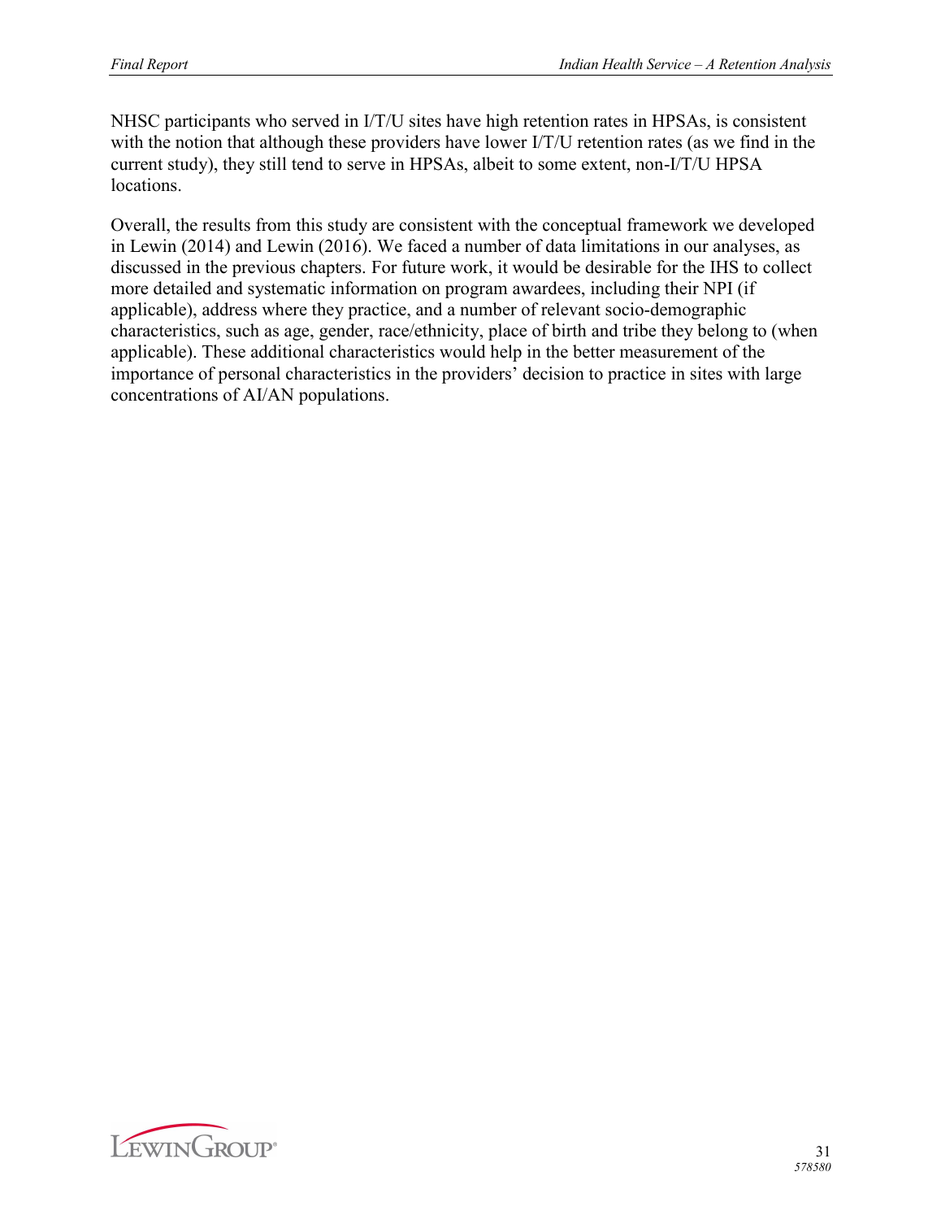NHSC participants who served in I/T/U sites have high retention rates in HPSAs, is consistent with the notion that although these providers have lower I/T/U retention rates (as we find in the current study), they still tend to serve in HPSAs, albeit to some extent, non-I/T/U HPSA locations.

Overall, the results from this study are consistent with the conceptual framework we developed in Lewin (2014) and Lewin (2016). We faced a number of data limitations in our analyses, as discussed in the previous chapters. For future work, it would be desirable for the IHS to collect more detailed and systematic information on program awardees, including their NPI (if applicable), address where they practice, and a number of relevant socio-demographic characteristics, such as age, gender, race/ethnicity, place of birth and tribe they belong to (when applicable). These additional characteristics would help in the better measurement of the importance of personal characteristics in the providers' decision to practice in sites with large concentrations of AI/AN populations.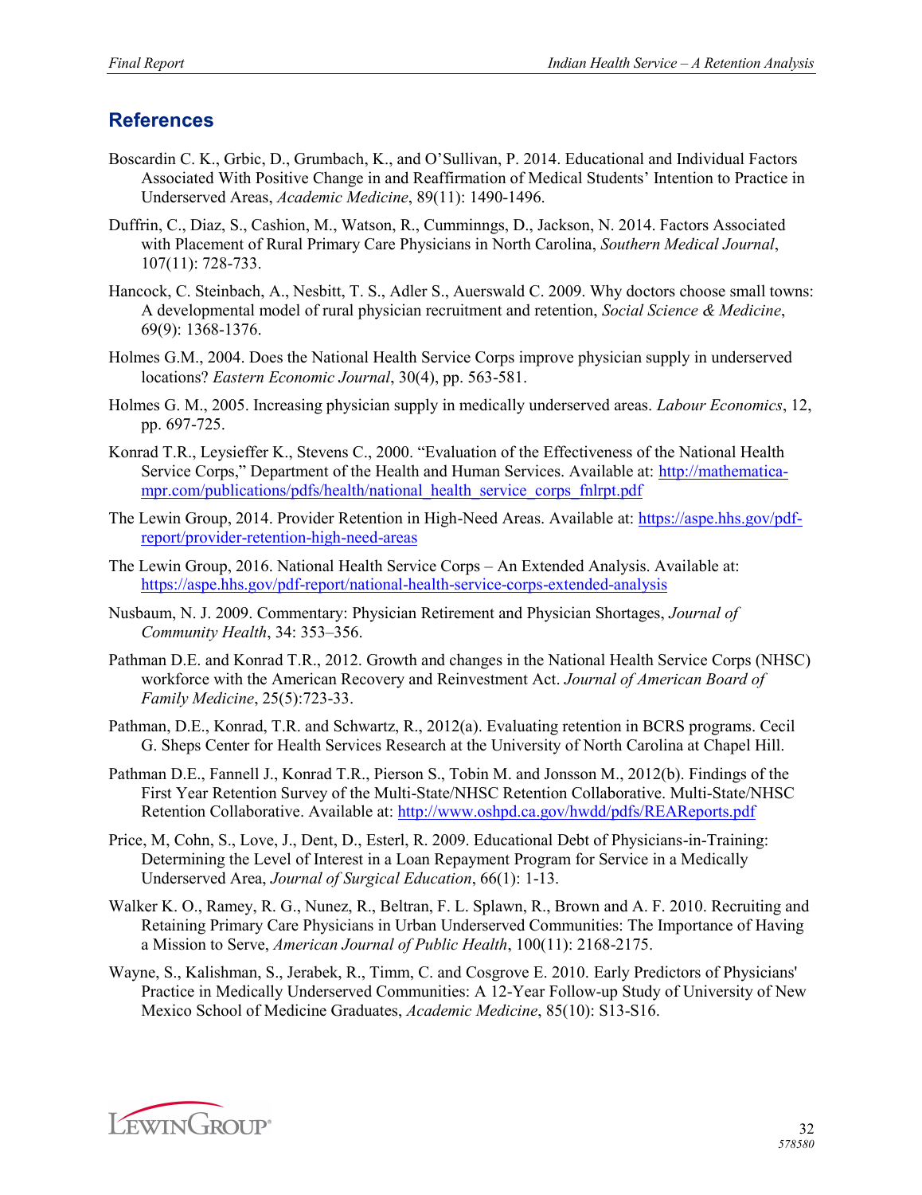## References

Boscardin C. K., Grbic, D., Grumbach, K., and O'Sullivan, P. 2014. Educational and Individual Factors Associated With Positive Change in and Reaffirmation of Medical Students' Intention to Practice in Underserved Areas, *Academic Medicine*, 89(11): 1490-1496.

Duffrin, C., Diaz, S., Cashion, M., Watson, R., Cumminngs, D., Jackson, N. 2014. Factors Associated with Placement of Rural Primary Care Physicians in North Carolina, *Southern Medical Journal*, 107(11): 728-733.

Hancock, C. Steinbach, A., Nesbitt, T. S., Adler S., Auerswald C. 2009. Why doctors choose small towns: A developmental model of rural physician recruitment and retention, *Social Science & Medicine*, 69(9): 1368-1376.

Holmes G.M., 2004. Does the National Health Service Corps improve physician supply in underserved locations? *Eastern Economic Journal*, 30(4), pp. 563-581.

Holmes G. M., 2005. Increasing physician supply in medically underserved areas. *Labour Economics*, 12, pp. 697-725.

Konrad T.R., Leysieffer K., Stevens C., 2000. "Evaluation of the Effectiveness of the National Health Service Corps," Department of the Health and Human Services. Available at: http://mathematica-mpr.com/publications/pdfs/health/national_health_service_corps_fnlrpt.pdf

The Lewin Group, 2014. Provider Retention in High-Need Areas. Available at: https://aspe.hhs.gov/pdf-report/provider-retention-high-need-areas

The Lewin Group, 2016. National Health Service Corps – An Extended Analysis. Available at: https://aspe.hhs.gov/pdf-report/national-health-service-corps-extended-analysis

Nusbaum, N. J. 2009. Commentary: Physician Retirement and Physician Shortages, *Journal of Community Health*, 34: 353–356.

Pathman D.E. and Konrad T.R., 2012. Growth and changes in the National Health Service Corps (NHSC) workforce with the American Recovery and Reinvestment Act. *Journal of American Board of Family Medicine*, 25(5):723-33.

Pathman, D.E., Konrad, T.R. and Schwartz, R., 2012(a). Evaluating retention in BCRS programs. Cecil G. Sheps Center for Health Services Research at the University of North Carolina at Chapel Hill.

Pathman D.E., Fannell J., Konrad T.R., Pierson S., Tobin M. and Jonsson M., 2012(b). Findings of the First Year Retention Survey of the Multi-State/NHSC Retention Collaborative. Multi-State/NHSC Retention Collaborative. Available at: http://www.oshpd.ca.gov/hwdd/pdfs/REAReports.pdf

Price, M, Cohn, S., Love, J., Dent, D., Esterl, R. 2009. Educational Debt of Physicians-in-Training: Determining the Level of Interest in a Loan Repayment Program for Service in a Medically Underserved Area, *Journal of Surgical Education*, 66(1): 1-13.

Walker K. O., Ramey, R. G., Nunez, R., Beltran, F. L. Splawn, R., Brown and A. F. 2010. Recruiting and Retaining Primary Care Physicians in Urban Underserved Communities: The Importance of Having a Mission to Serve, *American Journal of Public Health*, 100(11): 2168-2175.

Wayne, S., Kalishman, S., Jerabek, R., Timm, C. and Cosgrove E. 2010. Early Predictors of Physicians' Practice in Medically Underserved Communities: A 12-Year Follow-up Study of University of New Mexico School of Medicine Graduates, *Academic Medicine*, 85(10): S13-S16.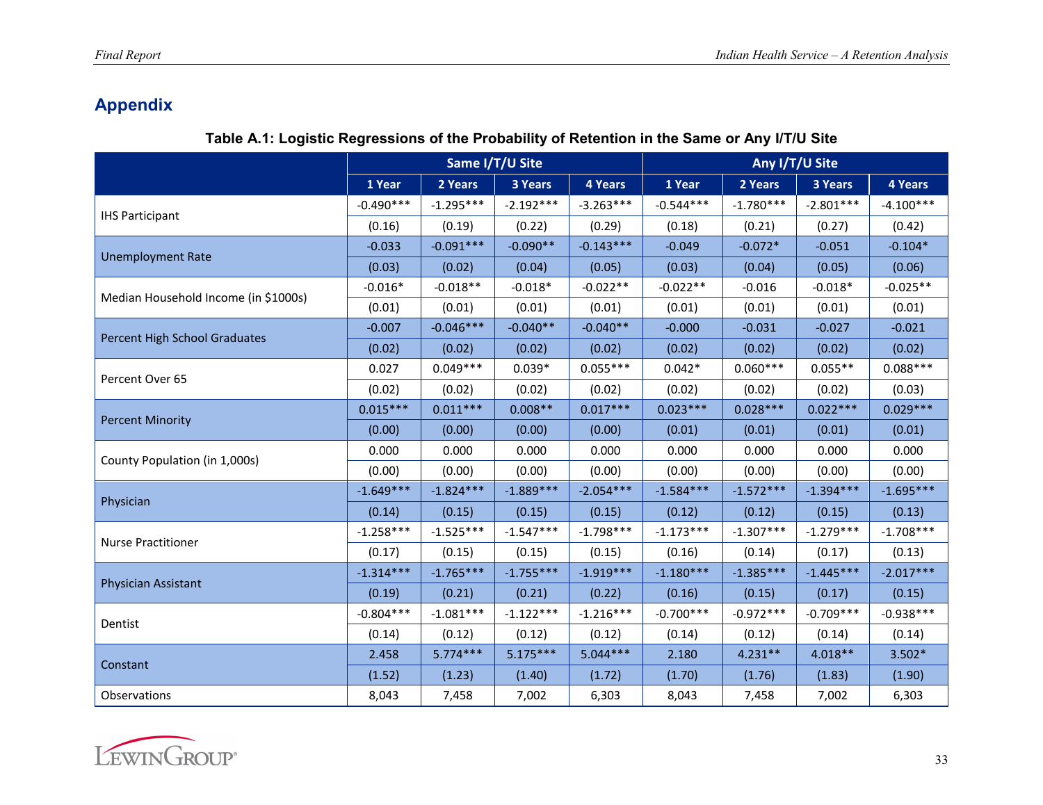## Appendix

**Table A.1: Logistic Regressions of the Probability of Retention in the Same or Any I/T/U Site**

| | Same I/T/U Site | | | | Any I/T/U Site | | | |
|---|---|---|---|---|---|---|---|---|
| | 1 Year | 2 Years | 3 Years | 4 Years | 1 Year | 2 Years | 3 Years | 4 Years |
| IHS Participant | -0.490*** | -1.295*** | -2.192*** | -3.263*** | -0.544*** | -1.780*** | -2.801*** | -4.100*** |
| | (0.16) | (0.19) | (0.22) | (0.29) | (0.18) | (0.21) | (0.27) | (0.42) |
| Unemployment Rate | -0.033 | -0.091*** | -0.090** | -0.143*** | -0.049 | -0.072* | -0.051 | -0.104* |
| | (0.03) | (0.02) | (0.04) | (0.05) | (0.03) | (0.04) | (0.05) | (0.06) |
| Median Household Income (in $1000s) | -0.016* | -0.018** | -0.018* | -0.022** | -0.022** | -0.016 | -0.018* | -0.025** |
| | (0.01) | (0.01) | (0.01) | (0.01) | (0.01) | (0.01) | (0.01) | (0.01) |
| Percent High School Graduates | -0.007 | -0.046*** | -0.040** | -0.040** | -0.000 | -0.031 | -0.027 | -0.021 |
| | (0.02) | (0.02) | (0.02) | (0.02) | (0.02) | (0.02) | (0.02) | (0.02) |
| Percent Over 65 | 0.027 | 0.049*** | 0.039* | 0.055*** | 0.042* | 0.060*** | 0.055** | 0.088*** |
| | (0.02) | (0.02) | (0.02) | (0.02) | (0.02) | (0.02) | (0.02) | (0.03) |
| Percent Minority | 0.015*** | 0.011*** | 0.008** | 0.017*** | 0.023*** | 0.028*** | 0.022*** | 0.029*** |
| | (0.00) | (0.00) | (0.00) | (0.00) | (0.01) | (0.01) | (0.01) | (0.01) |
| County Population (in 1,000s) | 0.000 | 0.000 | 0.000 | 0.000 | 0.000 | 0.000 | 0.000 | 0.000 |
| | (0.00) | (0.00) | (0.00) | (0.00) | (0.00) | (0.00) | (0.00) | (0.00) |
| Physician | -1.649*** | -1.824*** | -1.889*** | -2.054*** | -1.584*** | -1.572*** | -1.394*** | -1.695*** |
| | (0.14) | (0.15) | (0.15) | (0.15) | (0.12) | (0.12) | (0.15) | (0.13) |
| Nurse Practitioner | -1.258*** | -1.525*** | -1.547*** | -1.798*** | -1.173*** | -1.307*** | -1.279*** | -1.708*** |
| | (0.17) | (0.15) | (0.15) | (0.15) | (0.16) | (0.14) | (0.17) | (0.13) |
| Physician Assistant | -1.314*** | -1.765*** | -1.755*** | -1.919*** | -1.180*** | -1.385*** | -1.445*** | -2.017*** |
| | (0.19) | (0.21) | (0.21) | (0.22) | (0.16) | (0.15) | (0.17) | (0.15) |
| Dentist | -0.804*** | -1.081*** | -1.122*** | -1.216*** | -0.700*** | -0.972*** | -0.709*** | -0.938*** |
| | (0.14) | (0.12) | (0.12) | (0.12) | (0.14) | (0.12) | (0.14) | (0.14) |
| Constant | 2.458 | 5.774*** | 5.175*** | 5.044*** | 2.180 | 4.231** | 4.018** | 3.502* |
| | (1.52) | (1.23) | (1.40) | (1.72) | (1.70) | (1.76) | (1.83) | (1.90) |
| Observations | 8,043 | 7,458 | 7,002 | 6,303 | 8,043 | 7,458 | 7,002 | 6,303 |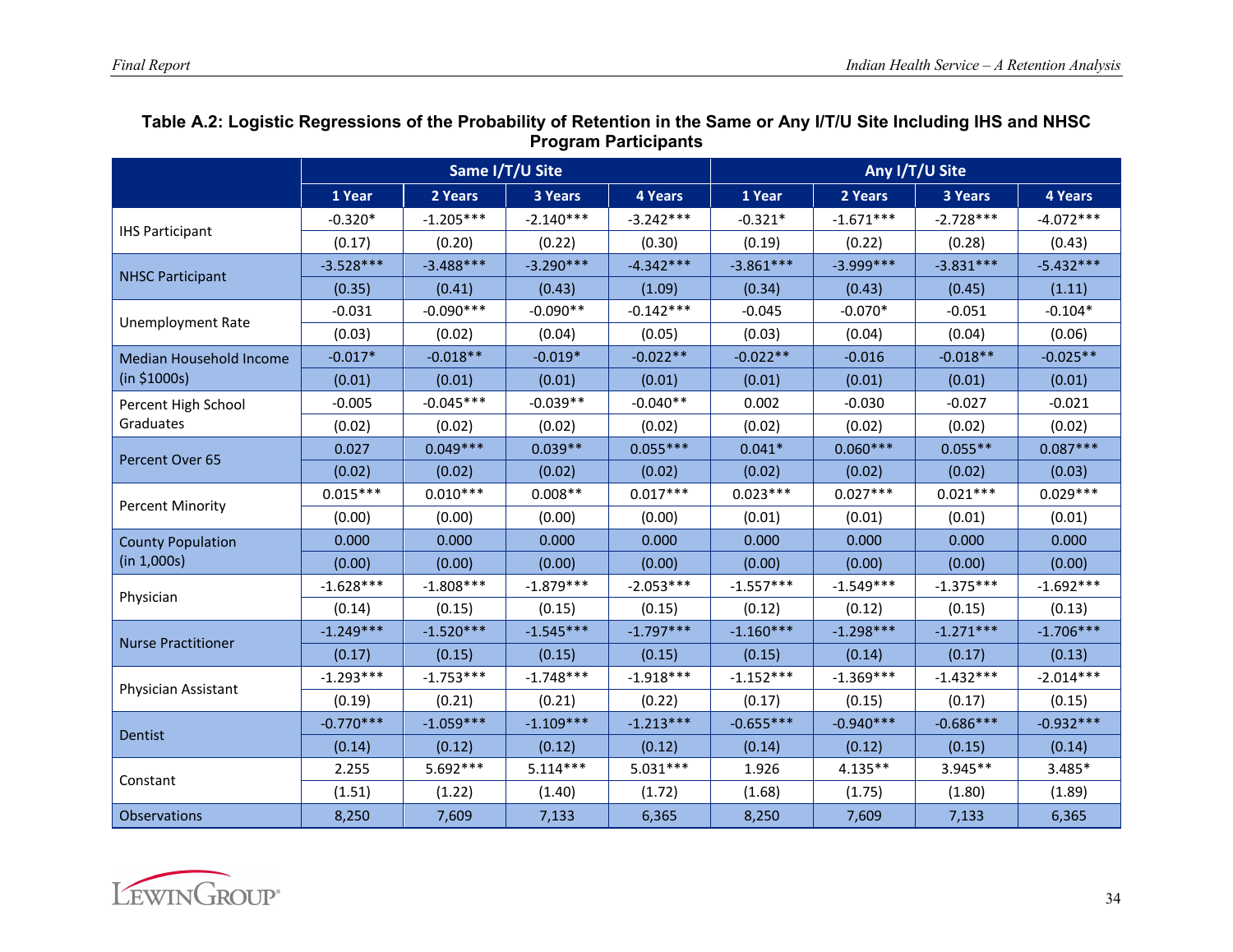**Table A.2: Logistic Regressions of the Probability of Retention in the Same or Any I/T/U Site Including IHS and NHSC Program Participants**

| | Same I/T/U Site | | | | Any I/T/U Site | | | |
|---|---|---|---|---|---|---|---|---|
| | 1 Year | 2 Years | 3 Years | 4 Years | 1 Year | 2 Years | 3 Years | 4 Years |
| IHS Participant | -0.320* | -1.205*** | -2.140*** | -3.242*** | -0.321* | -1.671*** | -2.728*** | -4.072*** |
| | (0.17) | (0.20) | (0.22) | (0.30) | (0.19) | (0.22) | (0.28) | (0.43) |
| NHSC Participant | -3.528*** | -3.488*** | -3.290*** | -4.342*** | -3.861*** | -3.999*** | -3.831*** | -5.432*** |
| | (0.35) | (0.41) | (0.43) | (1.09) | (0.34) | (0.43) | (0.45) | (1.11) |
| Unemployment Rate | -0.031 | -0.090*** | -0.090** | -0.142*** | -0.045 | -0.070* | -0.051 | -0.104* |
| | (0.03) | (0.02) | (0.04) | (0.05) | (0.03) | (0.04) | (0.04) | (0.06) |
| Median Household Income (in $1000s) | -0.017* | -0.018** | -0.019* | -0.022** | -0.022** | -0.016 | -0.018** | -0.025** |
| | (0.01) | (0.01) | (0.01) | (0.01) | (0.01) | (0.01) | (0.01) | (0.01) |
| Percent High School Graduates | -0.005 | -0.045*** | -0.039** | -0.040** | 0.002 | -0.030 | -0.027 | -0.021 |
| | (0.02) | (0.02) | (0.02) | (0.02) | (0.02) | (0.02) | (0.02) | (0.02) |
| Percent Over 65 | 0.027 | 0.049*** | 0.039** | 0.055*** | 0.041* | 0.060*** | 0.055** | 0.087*** |
| | (0.02) | (0.02) | (0.02) | (0.02) | (0.02) | (0.02) | (0.02) | (0.03) |
| Percent Minority | 0.015*** | 0.010*** | 0.008** | 0.017*** | 0.023*** | 0.027*** | 0.021*** | 0.029*** |
| | (0.00) | (0.00) | (0.00) | (0.00) | (0.01) | (0.01) | (0.01) | (0.01) |
| County Population (in 1,000s) | 0.000 | 0.000 | 0.000 | 0.000 | 0.000 | 0.000 | 0.000 | 0.000 |
| | (0.00) | (0.00) | (0.00) | (0.00) | (0.00) | (0.00) | (0.00) | (0.00) |
| Physician | -1.628*** | -1.808*** | -1.879*** | -2.053*** | -1.557*** | -1.549*** | -1.375*** | -1.692*** |
| | (0.14) | (0.15) | (0.15) | (0.15) | (0.12) | (0.12) | (0.15) | (0.13) |
| Nurse Practitioner | -1.249*** | -1.520*** | -1.545*** | -1.797*** | -1.160*** | -1.298*** | -1.271*** | -1.706*** |
| | (0.17) | (0.15) | (0.15) | (0.15) | (0.15) | (0.14) | (0.17) | (0.13) |
| Physician Assistant | -1.293*** | -1.753*** | -1.748*** | -1.918*** | -1.152*** | -1.369*** | -1.432*** | -2.014*** |
| | (0.19) | (0.21) | (0.21) | (0.22) | (0.17) | (0.15) | (0.17) | (0.15) |
| Dentist | -0.770*** | -1.059*** | -1.109*** | -1.213*** | -0.655*** | -0.940*** | -0.686*** | -0.932*** |
| | (0.14) | (0.12) | (0.12) | (0.12) | (0.14) | (0.12) | (0.15) | (0.14) |
| Constant | 2.255 | 5.692*** | 5.114*** | 5.031*** | 1.926 | 4.135** | 3.945** | 3.485* |
| | (1.51) | (1.22) | (1.40) | (1.72) | (1.68) | (1.75) | (1.80) | (1.89) |
| Observations | 8,250 | 7,609 | 7,133 | 6,365 | 8,250 | 7,609 | 7,133 | 6,365 |